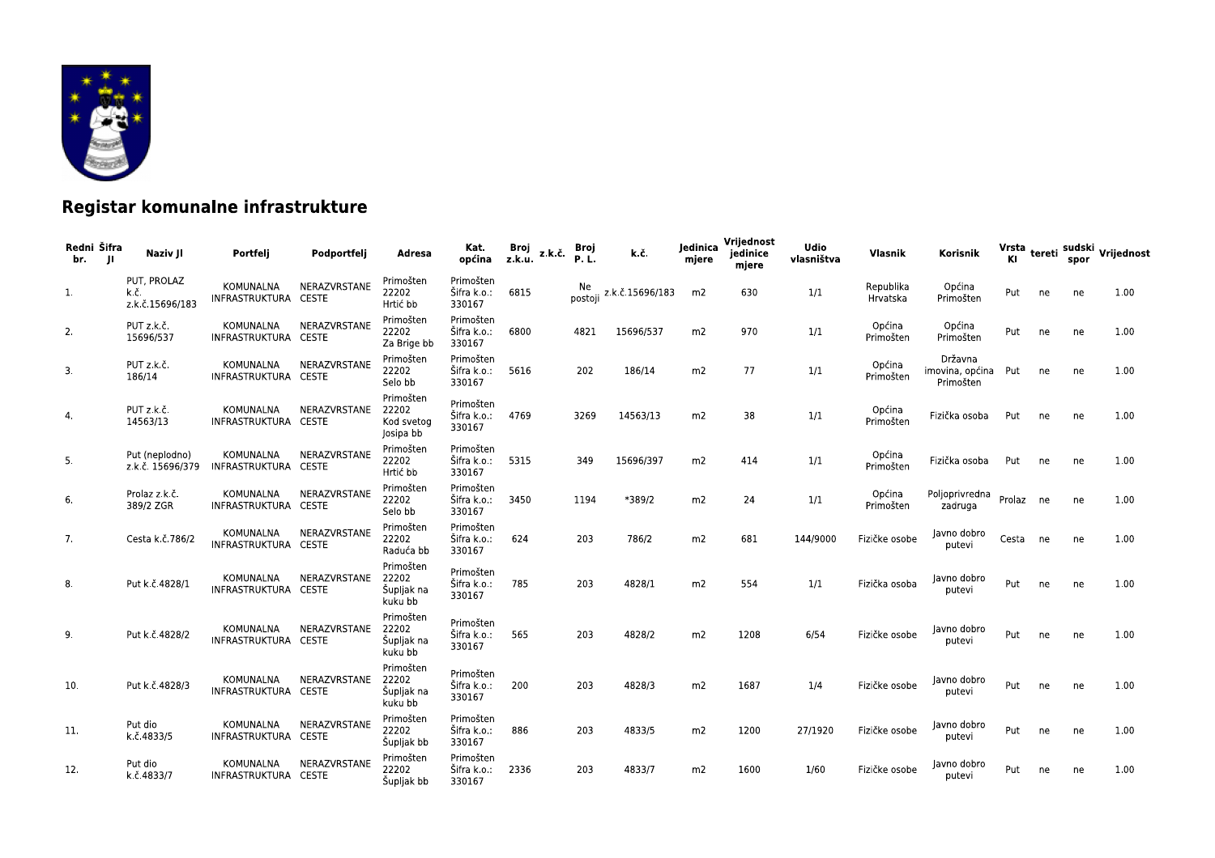## Registar komunalne infrastrukture

| Redni br. | Šifra JI | Naziv JI | Portfelj | Podportfelj | Adresa | Kat. općina | Broj z.k.u. | z.k.č. | Broj P. L. | k.č. | Jedinica mjere | Vrijednost jedinice mjere | Udio vlasništva | Vlasnik | Korisnik | Vrsta KI | tereti | sudski spor | Vrijednost |
|---|---|---|---|---|---|---|---|---|---|---|---|---|---|---|---|---|---|---|---|
| 1. | | PUT, PROLAZ k.č. z.k.č.15696/183 | KOMUNALNA INFRASTRUKTURA | NERAZVRSTANE CESTE | Primošten 22202 Hrtić bb | Primošten Šifra k.o.: 330167 | 6815 | | Ne postoji | z.k.č.15696/183 | m2 | 630 | 1/1 | Republika Hrvatska | Općina Primošten | Put | ne | ne | 1.00 |
| 2. | | PUT z.k.č. 15696/537 | KOMUNALNA INFRASTRUKTURA | NERAZVRSTANE CESTE | Primošten 22202 Za Brige bb | Primošten Šifra k.o.: 330167 | 6800 | | 4821 | 15696/537 | m2 | 970 | 1/1 | Općina Primošten | Općina Primošten | Put | ne | ne | 1.00 |
| 3. | | PUT z.k.č. 186/14 | KOMUNALNA INFRASTRUKTURA | NERAZVRSTANE CESTE | Primošten 22202 Selo bb | Primošten Šifra k.o.: 330167 | 5616 | | 202 | 186/14 | m2 | 77 | 1/1 | Općina Primošten | Državna imovina, općina Primošten | Put | ne | ne | 1.00 |
| 4. | | PUT z.k.č. 14563/13 | KOMUNALNA INFRASTRUKTURA | NERAZVRSTANE CESTE | Primošten 22202 Kod svetog Josipa bb | Primošten Šifra k.o.: 330167 | 4769 | | 3269 | 14563/13 | m2 | 38 | 1/1 | Općina Primošten | Fizička osoba | Put | ne | ne | 1.00 |
| 5. | | Put (neplodno) z.k.č. 15696/379 | KOMUNALNA INFRASTRUKTURA | NERAZVRSTANE CESTE | Primošten 22202 Hrtić bb | Primošten Šifra k.o.: 330167 | 5315 | | 349 | 15696/397 | m2 | 414 | 1/1 | Općina Primošten | Fizička osoba | Put | ne | ne | 1.00 |
| 6. | | Prolaz z.k.č. 389/2 ZGR | KOMUNALNA INFRASTRUKTURA | NERAZVRSTANE CESTE | Primošten 22202 Selo bb | Primošten Šifra k.o.: 330167 | 3450 | | 1194 | *389/2 | m2 | 24 | 1/1 | Općina Primošten | Poljoprivredna zadruga | Prolaz | ne | ne | 1.00 |
| 7. | | Cesta k.č.786/2 | KOMUNALNA INFRASTRUKTURA | NERAZVRSTANE CESTE | Primošten 22202 Raduća bb | Primošten Šifra k.o.: 330167 | 624 | | 203 | 786/2 | m2 | 681 | 144/9000 | Fizičke osobe | Javno dobro putevi | Cesta | ne | ne | 1.00 |
| 8. | | Put k.č.4828/1 | KOMUNALNA INFRASTRUKTURA | NERAZVRSTANE CESTE | Primošten 22202 Šupljak na kuku bb | Primošten Šifra k.o.: 330167 | 785 | | 203 | 4828/1 | m2 | 554 | 1/1 | Fizička osoba | Javno dobro putevi | Put | ne | ne | 1.00 |
| 9. | | Put k.č.4828/2 | KOMUNALNA INFRASTRUKTURA | NERAZVRSTANE CESTE | Primošten 22202 Šupljak na kuku bb | Primošten Šifra k.o.: 330167 | 565 | | 203 | 4828/2 | m2 | 1208 | 6/54 | Fizičke osobe | Javno dobro putevi | Put | ne | ne | 1.00 |
| 10. | | Put k.č.4828/3 | KOMUNALNA INFRASTRUKTURA | NERAZVRSTANE CESTE | Primošten 22202 Šupljak na kuku bb | Primošten Šifra k.o.: 330167 | 200 | | 203 | 4828/3 | m2 | 1687 | 1/4 | Fizičke osobe | Javno dobro putevi | Put | ne | ne | 1.00 |
| 11. | | Put dio k.č.4833/5 | KOMUNALNA INFRASTRUKTURA | NERAZVRSTANE CESTE | Primošten 22202 Šupljak bb | Primošten Šifra k.o.: 330167 | 886 | | 203 | 4833/5 | m2 | 1200 | 27/1920 | Fizičke osobe | Javno dobro putevi | Put | ne | ne | 1.00 |
| 12. | | Put dio k.č.4833/7 | KOMUNALNA INFRASTRUKTURA | NERAZVRSTANE CESTE | Primošten 22202 Šupljak bb | Primošten Šifra k.o.: 330167 | 2336 | | 203 | 4833/7 | m2 | 1600 | 1/60 | Fizičke osobe | Javno dobro putevi | Put | ne | ne | 1.00 |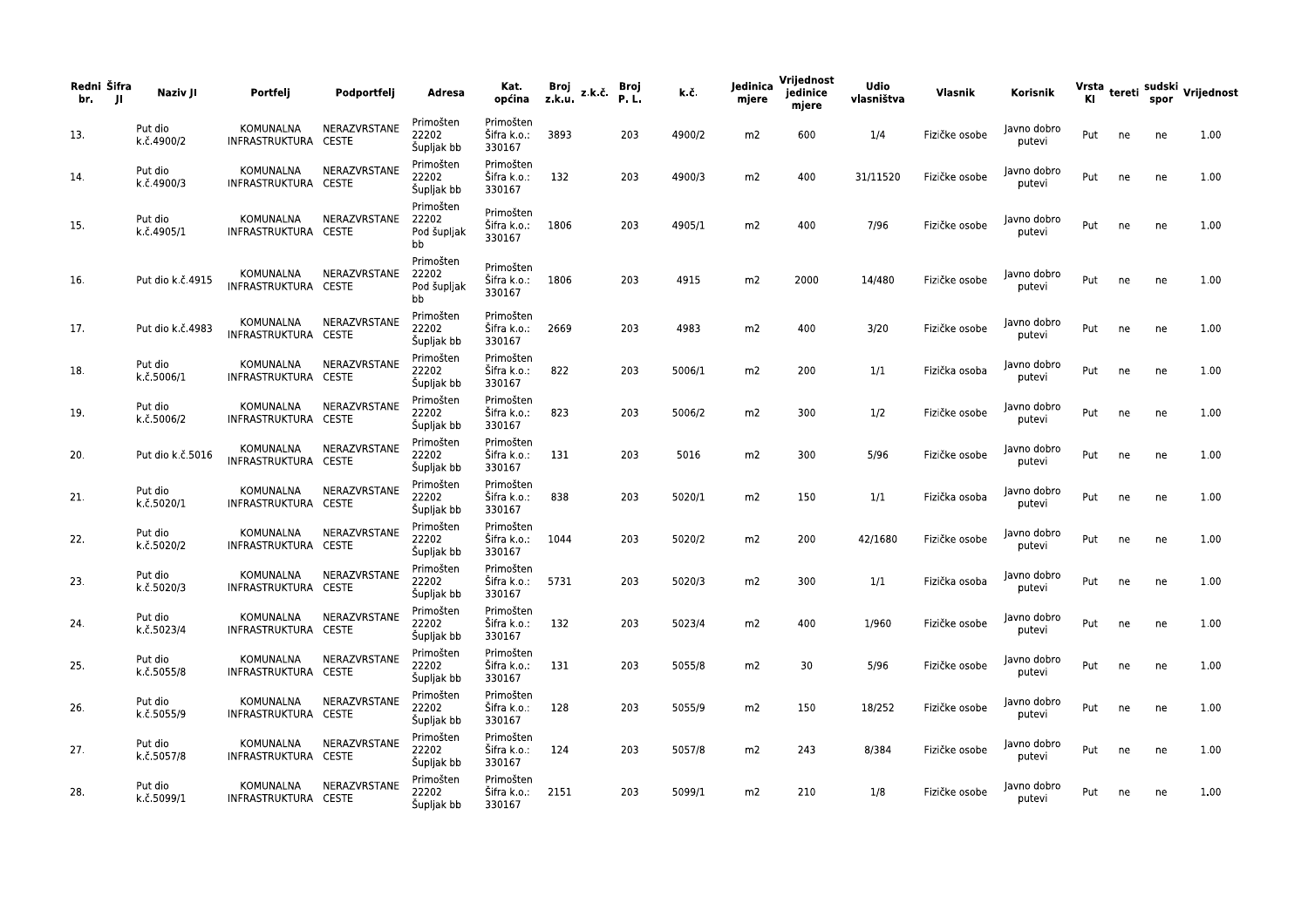| Redni br. | Šifra JI | Naziv JI | Portfelj | Podportfelj | Adresa | Kat. općina | Broj z.k.u. | z.k.č. | Broj P. L. | k.č. | Jedinica mjere | Vrijednost jedinice mjere | Udio vlasništva | Vlasnik | Korisnik | Vrsta KI | tereti | sudski spor | Vrijednost |
|---|---|---|---|---|---|---|---|---|---|---|---|---|---|---|---|---|---|---|---|
| 13. | | Put dio k.č.4900/2 | KOMUNALNA INFRASTRUKTURA | NERAZVRSTANE CESTE | Primošten 22202 Šupljak bb | Primošten Šifra k.o.: 330167 | 3893 | | 203 | 4900/2 | m2 | 600 | 1/4 | Fizičke osobe | Javno dobro putevi | Put | ne | ne | 1.00 |
| 14. | | Put dio k.č.4900/3 | KOMUNALNA INFRASTRUKTURA | NERAZVRSTANE CESTE | Primošten 22202 Šupljak bb | Primošten Šifra k.o.: 330167 | 132 | | 203 | 4900/3 | m2 | 400 | 31/11520 | Fizičke osobe | Javno dobro putevi | Put | ne | ne | 1.00 |
| 15. | | Put dio k.č.4905/1 | KOMUNALNA INFRASTRUKTURA | NERAZVRSTANE CESTE | Primošten 22202 Pod šupljak bb | Primošten Šifra k.o.: 330167 | 1806 | | 203 | 4905/1 | m2 | 400 | 7/96 | Fizičke osobe | Javno dobro putevi | Put | ne | ne | 1.00 |
| 16. | | Put dio k.č.4915 | KOMUNALNA INFRASTRUKTURA | NERAZVRSTANE CESTE | Primošten 22202 Pod šupljak bb | Primošten Šifra k.o.: 330167 | 1806 | | 203 | 4915 | m2 | 2000 | 14/480 | Fizičke osobe | Javno dobro putevi | Put | ne | ne | 1.00 |
| 17. | | Put dio k.č.4983 | KOMUNALNA INFRASTRUKTURA | NERAZVRSTANE CESTE | Primošten 22202 Šupljak bb | Primošten Šifra k.o.: 330167 | 2669 | | 203 | 4983 | m2 | 400 | 3/20 | Fizičke osobe | Javno dobro putevi | Put | ne | ne | 1.00 |
| 18. | | Put dio k.č.5006/1 | KOMUNALNA INFRASTRUKTURA | NERAZVRSTANE CESTE | Primošten 22202 Šupljak bb | Primošten Šifra k.o.: 330167 | 822 | | 203 | 5006/1 | m2 | 200 | 1/1 | Fizička osoba | Javno dobro putevi | Put | ne | ne | 1.00 |
| 19. | | Put dio k.č.5006/2 | KOMUNALNA INFRASTRUKTURA | NERAZVRSTANE CESTE | Primošten 22202 Šupljak bb | Primošten Šifra k.o.: 330167 | 823 | | 203 | 5006/2 | m2 | 300 | 1/2 | Fizičke osobe | Javno dobro putevi | Put | ne | ne | 1.00 |
| 20. | | Put dio k.č.5016 | KOMUNALNA INFRASTRUKTURA | NERAZVRSTANE CESTE | Primošten 22202 Šupljak bb | Primošten Šifra k.o.: 330167 | 131 | | 203 | 5016 | m2 | 300 | 5/96 | Fizičke osobe | Javno dobro putevi | Put | ne | ne | 1.00 |
| 21. | | Put dio k.č.5020/1 | KOMUNALNA INFRASTRUKTURA | NERAZVRSTANE CESTE | Primošten 22202 Šupljak bb | Primošten Šifra k.o.: 330167 | 838 | | 203 | 5020/1 | m2 | 150 | 1/1 | Fizička osoba | Javno dobro putevi | Put | ne | ne | 1.00 |
| 22. | | Put dio k.č.5020/2 | KOMUNALNA INFRASTRUKTURA | NERAZVRSTANE CESTE | Primošten 22202 Šupljak bb | Primošten Šifra k.o.: 330167 | 1044 | | 203 | 5020/2 | m2 | 200 | 42/1680 | Fizičke osobe | Javno dobro putevi | Put | ne | ne | 1.00 |
| 23. | | Put dio k.č.5020/3 | KOMUNALNA INFRASTRUKTURA | NERAZVRSTANE CESTE | Primošten 22202 Šupljak bb | Primošten Šifra k.o.: 330167 | 5731 | | 203 | 5020/3 | m2 | 300 | 1/1 | Fizička osoba | Javno dobro putevi | Put | ne | ne | 1.00 |
| 24. | | Put dio k.č.5023/4 | KOMUNALNA INFRASTRUKTURA | NERAZVRSTANE CESTE | Primošten 22202 Šupljak bb | Primošten Šifra k.o.: 330167 | 132 | | 203 | 5023/4 | m2 | 400 | 1/960 | Fizičke osobe | Javno dobro putevi | Put | ne | ne | 1.00 |
| 25. | | Put dio k.č.5055/8 | KOMUNALNA INFRASTRUKTURA | NERAZVRSTANE CESTE | Primošten 22202 Šupljak bb | Primošten Šifra k.o.: 330167 | 131 | | 203 | 5055/8 | m2 | 30 | 5/96 | Fizičke osobe | Javno dobro putevi | Put | ne | ne | 1.00 |
| 26. | | Put dio k.č.5055/9 | KOMUNALNA INFRASTRUKTURA | NERAZVRSTANE CESTE | Primošten 22202 Šupljak bb | Primošten Šifra k.o.: 330167 | 128 | | 203 | 5055/9 | m2 | 150 | 18/252 | Fizičke osobe | Javno dobro putevi | Put | ne | ne | 1.00 |
| 27. | | Put dio k.č.5057/8 | KOMUNALNA INFRASTRUKTURA | NERAZVRSTANE CESTE | Primošten 22202 Šupljak bb | Primošten Šifra k.o.: 330167 | 124 | | 203 | 5057/8 | m2 | 243 | 8/384 | Fizičke osobe | Javno dobro putevi | Put | ne | ne | 1.00 |
| 28. | | Put dio k.č.5099/1 | KOMUNALNA INFRASTRUKTURA | NERAZVRSTANE CESTE | Primošten 22202 Šupljak bb | Primošten Šifra k.o.: 330167 | 2151 | | 203 | 5099/1 | m2 | 210 | 1/8 | Fizičke osobe | Javno dobro putevi | Put | ne | ne | 1.00 |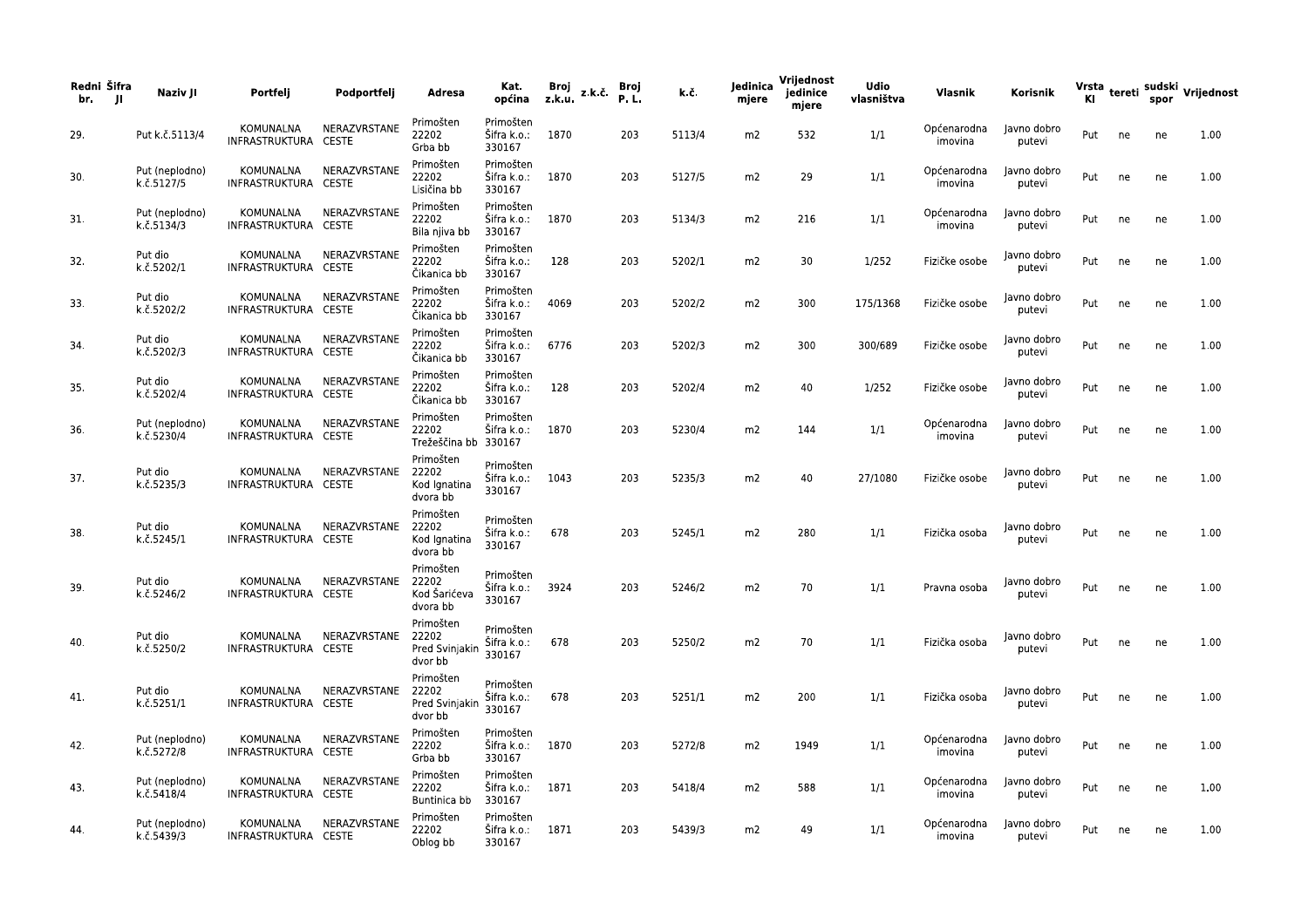| Redni br. | Šifra JI | Naziv JI | Portfelj | Podportfelj | Adresa | Kat. općina | Broj z.k.u. | z.k.č. | Broj P. L. | k.č. | Jedinica mjere | Vrijednost jedinice mjere | Udio vlasništva | Vlasnik | Korisnik | Vrsta KI | tereti | sudski spor | Vrijednost |
|---|---|---|---|---|---|---|---|---|---|---|---|---|---|---|---|---|---|---|---|
| 29. | | Put k.č.5113/4 | KOMUNALNA INFRASTRUKTURA | NERAZVRSTANE CESTE | Primošten 22202 Grba bb | Primošten Šifra k.o.: 330167 | 1870 | | 203 | 5113/4 | m2 | 532 | 1/1 | Općenarodna imovina | Javno dobro putevi | Put | ne | ne | 1.00 |
| 30. | | Put (neplodno) k.č.5127/5 | KOMUNALNA INFRASTRUKTURA | NERAZVRSTANE CESTE | Primošten 22202 Lisičina bb | Primošten Šifra k.o.: 330167 | 1870 | | 203 | 5127/5 | m2 | 29 | 1/1 | Općenarodna imovina | Javno dobro putevi | Put | ne | ne | 1.00 |
| 31. | | Put (neplodno) k.č.5134/3 | KOMUNALNA INFRASTRUKTURA | NERAZVRSTANE CESTE | Primošten 22202 Bila njiva bb | Primošten Šifra k.o.: 330167 | 1870 | | 203 | 5134/3 | m2 | 216 | 1/1 | Općenarodna imovina | Javno dobro putevi | Put | ne | ne | 1.00 |
| 32. | | Put dio k.č.5202/1 | KOMUNALNA INFRASTRUKTURA | NERAZVRSTANE CESTE | Primošten 22202 Čikanica bb | Primošten Šifra k.o.: 330167 | 128 | | 203 | 5202/1 | m2 | 30 | 1/252 | Fizičke osobe | Javno dobro putevi | Put | ne | ne | 1.00 |
| 33. | | Put dio k.č.5202/2 | KOMUNALNA INFRASTRUKTURA | NERAZVRSTANE CESTE | Primošten 22202 Čikanica bb | Primošten Šifra k.o.: 330167 | 4069 | | 203 | 5202/2 | m2 | 300 | 175/1368 | Fizičke osobe | Javno dobro putevi | Put | ne | ne | 1.00 |
| 34. | | Put dio k.č.5202/3 | KOMUNALNA INFRASTRUKTURA | NERAZVRSTANE CESTE | Primošten 22202 Čikanica bb | Primošten Šifra k.o.: 330167 | 6776 | | 203 | 5202/3 | m2 | 300 | 300/689 | Fizičke osobe | Javno dobro putevi | Put | ne | ne | 1.00 |
| 35. | | Put dio k.č.5202/4 | KOMUNALNA INFRASTRUKTURA | NERAZVRSTANE CESTE | Primošten 22202 Čikanica bb | Primošten Šifra k.o.: 330167 | 128 | | 203 | 5202/4 | m2 | 40 | 1/252 | Fizičke osobe | Javno dobro putevi | Put | ne | ne | 1.00 |
| 36. | | Put (neplodno) k.č.5230/4 | KOMUNALNA INFRASTRUKTURA | NERAZVRSTANE CESTE | Primošten 22202 Trežeščina bb | Primošten Šifra k.o.: 330167 | 1870 | | 203 | 5230/4 | m2 | 144 | 1/1 | Općenarodna imovina | Javno dobro putevi | Put | ne | ne | 1.00 |
| 37. | | Put dio k.č.5235/3 | KOMUNALNA INFRASTRUKTURA | NERAZVRSTANE CESTE | Primošten 22202 Kod Ignatina dvora bb | Primošten Šifra k.o.: 330167 | 1043 | | 203 | 5235/3 | m2 | 40 | 27/1080 | Fizičke osobe | Javno dobro putevi | Put | ne | ne | 1.00 |
| 38. | | Put dio k.č.5245/1 | KOMUNALNA INFRASTRUKTURA | NERAZVRSTANE CESTE | Primošten 22202 Kod Ignatina dvora bb | Primošten Šifra k.o.: 330167 | 678 | | 203 | 5245/1 | m2 | 280 | 1/1 | Fizička osoba | Javno dobro putevi | Put | ne | ne | 1.00 |
| 39. | | Put dio k.č.5246/2 | KOMUNALNA INFRASTRUKTURA | NERAZVRSTANE CESTE | Primošten 22202 Kod Šarićeva dvora bb | Primošten Šifra k.o.: 330167 | 3924 | | 203 | 5246/2 | m2 | 70 | 1/1 | Pravna osoba | Javno dobro putevi | Put | ne | ne | 1.00 |
| 40. | | Put dio k.č.5250/2 | KOMUNALNA INFRASTRUKTURA | NERAZVRSTANE CESTE | Primošten 22202 Pred Svinjakin dvor bb | Primošten Šifra k.o.: 330167 | 678 | | 203 | 5250/2 | m2 | 70 | 1/1 | Fizička osoba | Javno dobro putevi | Put | ne | ne | 1.00 |
| 41. | | Put dio k.č.5251/1 | KOMUNALNA INFRASTRUKTURA | NERAZVRSTANE CESTE | Primošten 22202 Pred Svinjakin dvor bb | Primošten Šifra k.o.: 330167 | 678 | | 203 | 5251/1 | m2 | 200 | 1/1 | Fizička osoba | Javno dobro putevi | Put | ne | ne | 1.00 |
| 42. | | Put (neplodno) k.č.5272/8 | KOMUNALNA INFRASTRUKTURA | NERAZVRSTANE CESTE | Primošten 22202 Grba bb | Primošten Šifra k.o.: 330167 | 1870 | | 203 | 5272/8 | m2 | 1949 | 1/1 | Općenarodna imovina | Javno dobro putevi | Put | ne | ne | 1.00 |
| 43. | | Put (neplodno) k.č.5418/4 | KOMUNALNA INFRASTRUKTURA | NERAZVRSTANE CESTE | Primošten 22202 Buntinica bb | Primošten Šifra k.o.: 330167 | 1871 | | 203 | 5418/4 | m2 | 588 | 1/1 | Općenarodna imovina | Javno dobro putevi | Put | ne | ne | 1.00 |
| 44. | | Put (neplodno) k.č.5439/3 | KOMUNALNA INFRASTRUKTURA | NERAZVRSTANE CESTE | Primošten 22202 Oblog bb | Primošten Šifra k.o.: 330167 | 1871 | | 203 | 5439/3 | m2 | 49 | 1/1 | Općenarodna imovina | Javno dobro putevi | Put | ne | ne | 1.00 |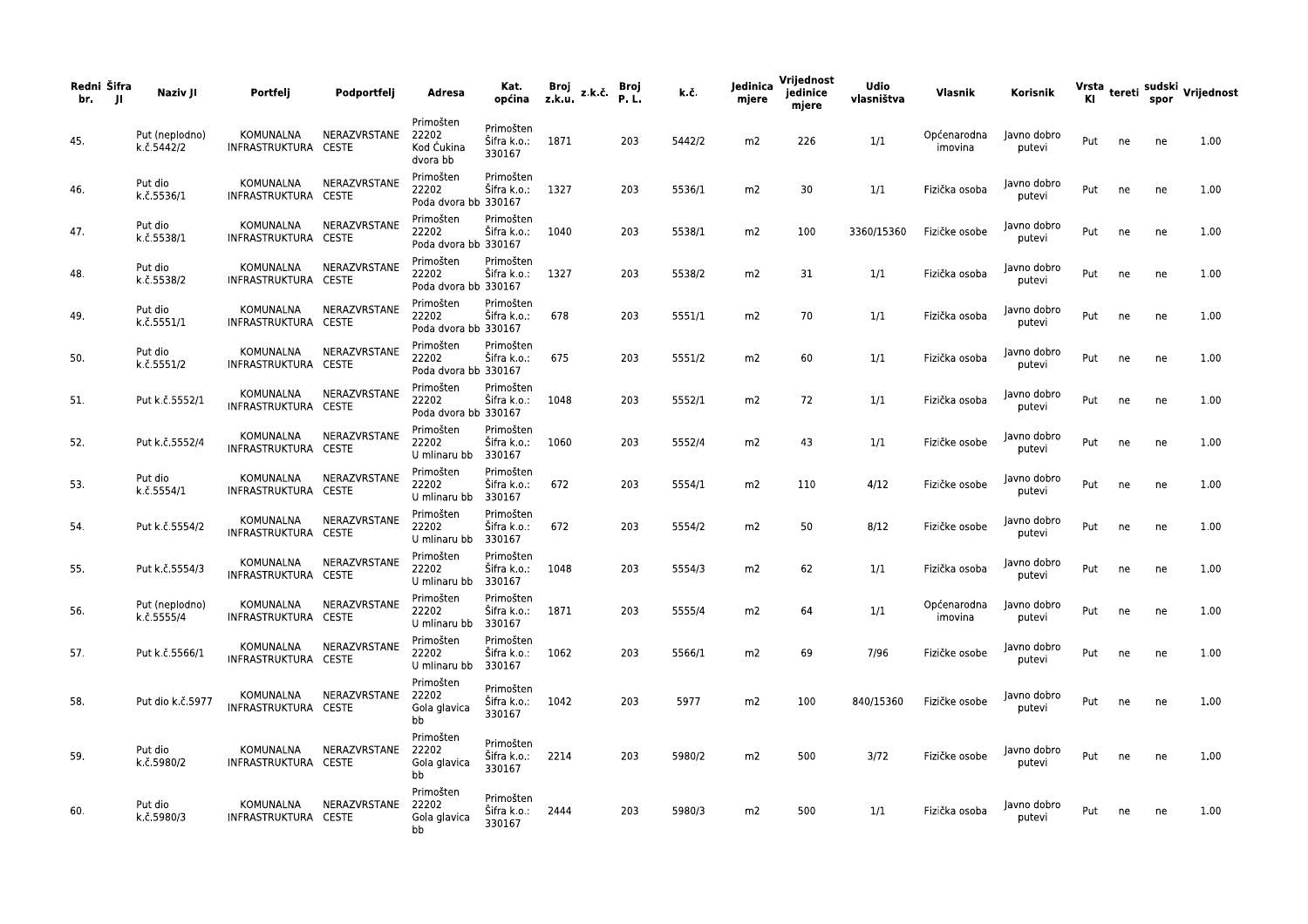| Redni br. | Šifra JI | Naziv JI | Portfelj | Podportfelj | Adresa | Kat. općina | Broj z.k.u. | z.k.č. | Broj P. L. | k.č. | Jedinica mjere | Vrijednost jedinice mjere | Udio vlasništva | Vlasnik | Korisnik | Vrsta KI | tereti | sudski spor | Vrijednost |
|---|---|---|---|---|---|---|---|---|---|---|---|---|---|---|---|---|---|---|---|
| 45. | | Put (neplodno) k.č.5442/2 | KOMUNALNA INFRASTRUKTURA | NERAZVRSTANE CESTE | Primošten 22202 Kod Ćukina dvora bb | Primošten Šifra k.o.: 330167 | 1871 | | 203 | 5442/2 | m2 | 226 | 1/1 | Općenarodna imovina | Javno dobro putevi | Put | ne | ne | 1.00 |
| 46. | | Put dio k.č.5536/1 | KOMUNALNA INFRASTRUKTURA | NERAZVRSTANE CESTE | Primošten 22202 Poda dvora bb | Primošten Šifra k.o.: 330167 | 1327 | | 203 | 5536/1 | m2 | 30 | 1/1 | Fizička osoba | Javno dobro putevi | Put | ne | ne | 1.00 |
| 47. | | Put dio k.č.5538/1 | KOMUNALNA INFRASTRUKTURA | NERAZVRSTANE CESTE | Primošten 22202 Poda dvora bb | Primošten Šifra k.o.: 330167 | 1040 | | 203 | 5538/1 | m2 | 100 | 3360/15360 | Fizičke osobe | Javno dobro putevi | Put | ne | ne | 1.00 |
| 48. | | Put dio k.č.5538/2 | KOMUNALNA INFRASTRUKTURA | NERAZVRSTANE CESTE | Primošten 22202 Poda dvora bb | Primošten Šifra k.o.: 330167 | 1327 | | 203 | 5538/2 | m2 | 31 | 1/1 | Fizička osoba | Javno dobro putevi | Put | ne | ne | 1.00 |
| 49. | | Put dio k.č.5551/1 | KOMUNALNA INFRASTRUKTURA | NERAZVRSTANE CESTE | Primošten 22202 Poda dvora bb | Primošten Šifra k.o.: 330167 | 678 | | 203 | 5551/1 | m2 | 70 | 1/1 | Fizička osoba | Javno dobro putevi | Put | ne | ne | 1.00 |
| 50. | | Put dio k.č.5551/2 | KOMUNALNA INFRASTRUKTURA | NERAZVRSTANE CESTE | Primošten 22202 Poda dvora bb | Primošten Šifra k.o.: 330167 | 675 | | 203 | 5551/2 | m2 | 60 | 1/1 | Fizička osoba | Javno dobro putevi | Put | ne | ne | 1.00 |
| 51. | | Put k.č.5552/1 | KOMUNALNA INFRASTRUKTURA | NERAZVRSTANE CESTE | Primošten 22202 Poda dvora bb | Primošten Šifra k.o.: 330167 | 1048 | | 203 | 5552/1 | m2 | 72 | 1/1 | Fizička osoba | Javno dobro putevi | Put | ne | ne | 1.00 |
| 52. | | Put k.č.5552/4 | KOMUNALNA INFRASTRUKTURA | NERAZVRSTANE CESTE | Primošten 22202 U mlinaru bb | Primošten Šifra k.o.: 330167 | 1060 | | 203 | 5552/4 | m2 | 43 | 1/1 | Fizičke osobe | Javno dobro putevi | Put | ne | ne | 1.00 |
| 53. | | Put dio k.č.5554/1 | KOMUNALNA INFRASTRUKTURA | NERAZVRSTANE CESTE | Primošten 22202 U mlinaru bb | Primošten Šifra k.o.: 330167 | 672 | | 203 | 5554/1 | m2 | 110 | 4/12 | Fizičke osobe | Javno dobro putevi | Put | ne | ne | 1.00 |
| 54. | | Put k.č.5554/2 | KOMUNALNA INFRASTRUKTURA | NERAZVRSTANE CESTE | Primošten 22202 U mlinaru bb | Primošten Šifra k.o.: 330167 | 672 | | 203 | 5554/2 | m2 | 50 | 8/12 | Fizičke osobe | Javno dobro putevi | Put | ne | ne | 1.00 |
| 55. | | Put k.č.5554/3 | KOMUNALNA INFRASTRUKTURA | NERAZVRSTANE CESTE | Primošten 22202 U mlinaru bb | Primošten Šifra k.o.: 330167 | 1048 | | 203 | 5554/3 | m2 | 62 | 1/1 | Fizička osoba | Javno dobro putevi | Put | ne | ne | 1.00 |
| 56. | | Put (neplodno) k.č.5555/4 | KOMUNALNA INFRASTRUKTURA | NERAZVRSTANE CESTE | Primošten 22202 U mlinaru bb | Primošten Šifra k.o.: 330167 | 1871 | | 203 | 5555/4 | m2 | 64 | 1/1 | Općenarodna imovina | Javno dobro putevi | Put | ne | ne | 1.00 |
| 57. | | Put k.č.5566/1 | KOMUNALNA INFRASTRUKTURA | NERAZVRSTANE CESTE | Primošten 22202 U mlinaru bb | Primošten Šifra k.o.: 330167 | 1062 | | 203 | 5566/1 | m2 | 69 | 7/96 | Fizičke osobe | Javno dobro putevi | Put | ne | ne | 1.00 |
| 58. | | Put dio k.č.5977 | KOMUNALNA INFRASTRUKTURA | NERAZVRSTANE CESTE | Primošten 22202 Gola glavica bb | Primošten Šifra k.o.: 330167 | 1042 | | 203 | 5977 | m2 | 100 | 840/15360 | Fizičke osobe | Javno dobro putevi | Put | ne | ne | 1.00 |
| 59. | | Put dio k.č.5980/2 | KOMUNALNA INFRASTRUKTURA | NERAZVRSTANE CESTE | Primošten 22202 Gola glavica bb | Primošten Šifra k.o.: 330167 | 2214 | | 203 | 5980/2 | m2 | 500 | 3/72 | Fizičke osobe | Javno dobro putevi | Put | ne | ne | 1.00 |
| 60. | | Put dio k.č.5980/3 | KOMUNALNA INFRASTRUKTURA | NERAZVRSTANE CESTE | Primošten 22202 Gola glavica bb | Primošten Šifra k.o.: 330167 | 2444 | | 203 | 5980/3 | m2 | 500 | 1/1 | Fizička osoba | Javno dobro putevi | Put | ne | ne | 1.00 |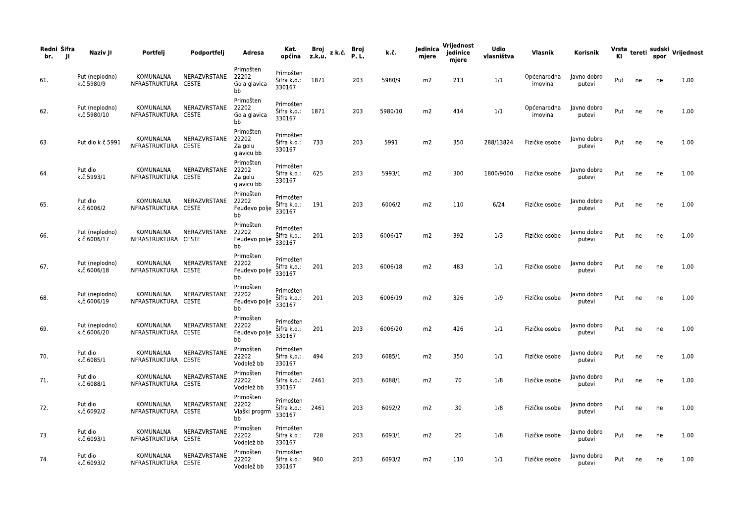| Redni br. | Šifra JI | Naziv JI | Portfelj | Podportfelj | Adresa | Kat. općina | Broj z.k.u. | z.k.č. | Broj P. L. | k.č. | Jedinica mjere | Vrijednost jedinice mjere | Udio vlasništva | Vlasnik | Korisnik | Vrsta KI | tereti | sudski spor | Vrijednost |
|---|---|---|---|---|---|---|---|---|---|---|---|---|---|---|---|---|---|---|---|
| 61. | | Put (neplodno) k.č.5980/9 | KOMUNALNA INFRASTRUKTURA | NERAZVRSTANE CESTE | Primošten 22202 Gola glavica bb | Primošten Šifra k.o.: 330167 | 1871 | | 203 | 5980/9 | m2 | 213 | 1/1 | Općenarodna imovina | Javno dobro putevi | Put | ne | ne | 1.00 |
| 62. | | Put (neplodno) k.č.5980/10 | KOMUNALNA INFRASTRUKTURA | NERAZVRSTANE CESTE | Primošten 22202 Gola glavica bb | Primošten Šifra k.o.: 330167 | 1871 | | 203 | 5980/10 | m2 | 414 | 1/1 | Općenarodna imovina | Javno dobro putevi | Put | ne | ne | 1.00 |
| 63. | | Put dio k.č.5991 | KOMUNALNA INFRASTRUKTURA | NERAZVRSTANE CESTE | Primošten 22202 Za golu glavicu bb | Primošten Šifra k.o.: 330167 | 733 | | 203 | 5991 | m2 | 350 | 288/13824 | Fizičke osobe | Javno dobro putevi | Put | ne | ne | 1.00 |
| 64. | | Put dio k.č.5993/1 | KOMUNALNA INFRASTRUKTURA | NERAZVRSTANE CESTE | Primošten 22202 Za golu glavicu bb | Primošten Šifra k.o.: 330167 | 625 | | 203 | 5993/1 | m2 | 300 | 1800/9000 | Fizičke osobe | Javno dobro putevi | Put | ne | ne | 1.00 |
| 65. | | Put dio k.č.6006/2 | KOMUNALNA INFRASTRUKTURA | NERAZVRSTANE CESTE | Primošten 22202 Feuđevo polje bb | Primošten Šifra k.o.: 330167 | 191 | | 203 | 6006/2 | m2 | 110 | 6/24 | Fizičke osobe | Javno dobro putevi | Put | ne | ne | 1.00 |
| 66. | | Put (neplodno) k.č.6006/17 | KOMUNALNA INFRASTRUKTURA | NERAZVRSTANE CESTE | Primošten 22202 Feudevo polje bb | Primošten Šifra k.o.: 330167 | 201 | | 203 | 6006/17 | m2 | 392 | 1/3 | Fizičke osobe | Javno dobro putevi | Put | ne | ne | 1.00 |
| 67. | | Put (neplodno) k.č.6006/18 | KOMUNALNA INFRASTRUKTURA | NERAZVRSTANE CESTE | Primošten 22202 Feudevo polje bb | Primošten Šifra k.o.: 330167 | 201 | | 203 | 6006/18 | m2 | 483 | 1/1 | Fizičke osobe | Javno dobro putevi | Put | ne | ne | 1.00 |
| 68. | | Put (neplodno) k.č.6006/19 | KOMUNALNA INFRASTRUKTURA | NERAZVRSTANE CESTE | Primošten 22202 Feudevo polje bb | Primošten Šifra k.o.: 330167 | 201 | | 203 | 6006/19 | m2 | 326 | 1/9 | Fizičke osobe | Javno dobro putevi | Put | ne | ne | 1.00 |
| 69. | | Put (neplodno) k.č.6006/20 | KOMUNALNA INFRASTRUKTURA | NERAZVRSTANE CESTE | Primošten 22202 Feudevo polje bb | Primošten Šifra k.o.: 330167 | 201 | | 203 | 6006/20 | m2 | 426 | 1/1 | Fizičke osobe | Javno dobro putevi | Put | ne | ne | 1.00 |
| 70. | | Put dio k.č.6085/1 | KOMUNALNA INFRASTRUKTURA | NERAZVRSTANE CESTE | Primošten 22202 Vodolež bb | Primošten Šifra k.o.: 330167 | 494 | | 203 | 6085/1 | m2 | 350 | 1/1 | Fizičke osobe | Javno dobro putevi | Put | ne | ne | 1.00 |
| 71. | | Put dio k.č.6088/1 | KOMUNALNA INFRASTRUKTURA | NERAZVRSTANE CESTE | Primošten 22202 Vodolež bb | Primošten Šifra k.o.: 330167 | 2461 | | 203 | 6088/1 | m2 | 70 | 1/8 | Fizičke osobe | Javno dobro putevi | Put | ne | ne | 1.00 |
| 72. | | Put dio k.č.6092/2 | KOMUNALNA INFRASTRUKTURA | NERAZVRSTANE CESTE | Primošten 22202 Vlaški progrm bb | Primošten Šifra k.o.: 330167 | 2461 | | 203 | 6092/2 | m2 | 30 | 1/8 | Fizičke osobe | Javno dobro putevi | Put | ne | ne | 1.00 |
| 73. | | Put dio k.č.6093/1 | KOMUNALNA INFRASTRUKTURA | NERAZVRSTANE CESTE | Primošten 22202 Vodolež bb | Primošten Šifra k.o.: 330167 | 728 | | 203 | 6093/1 | m2 | 20 | 1/8 | Fizičke osobe | Javno dobro putevi | Put | ne | ne | 1.00 |
| 74. | | Put dio k.č.6093/2 | KOMUNALNA INFRASTRUKTURA | NERAZVRSTANE CESTE | Primošten 22202 Vodolež bb | Primošten Šifra k.o.: 330167 | 960 | | 203 | 6093/2 | m2 | 110 | 1/1 | Fizičke osobe | Javno dobro putevi | Put | ne | ne | 1.00 |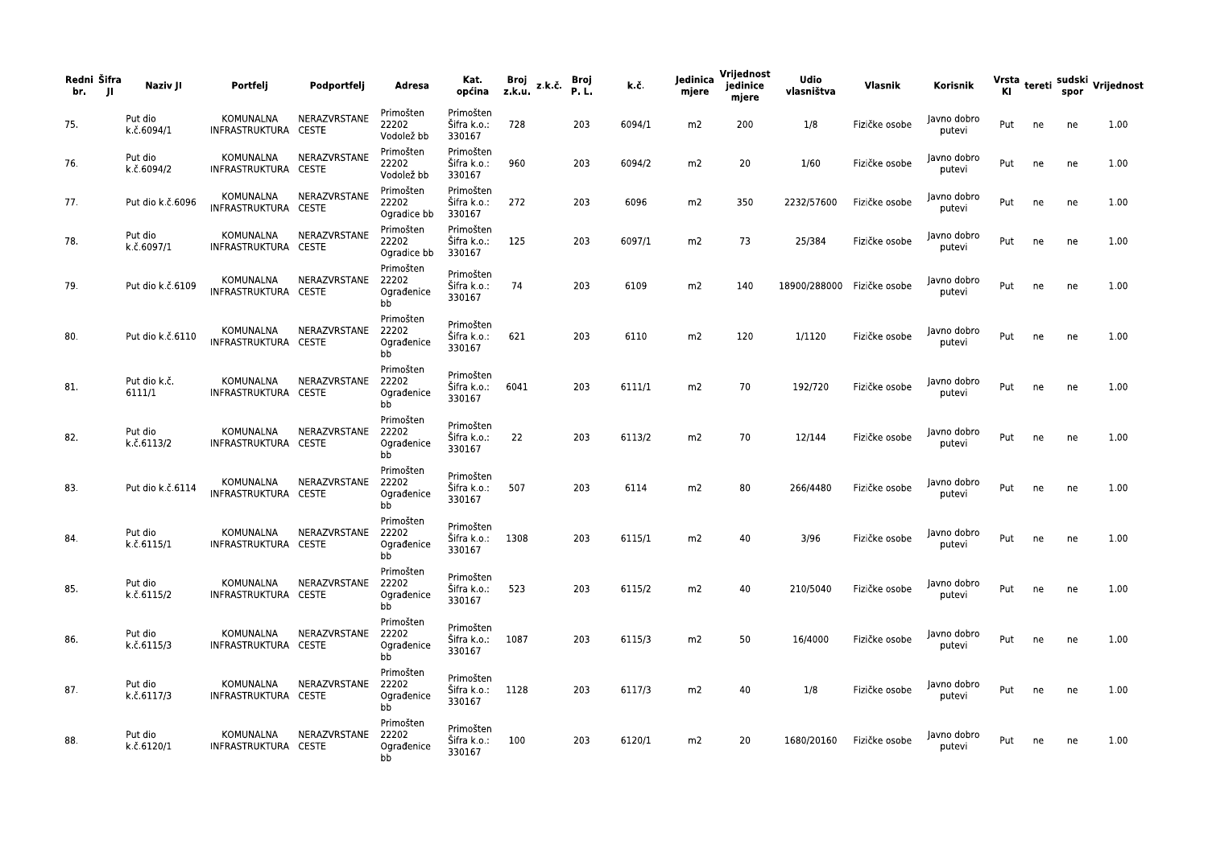| Redni br. | Šifra JI | Naziv JI | Portfelj | Podportfelj | Adresa | Kat. općina | Broj z.k.u. | z.k.č. | Broj P. L. | k.č. | Jedinica mjere | Vrijednost jedinice mjere | Udio vlasništva | Vlasnik | Korisnik | Vrsta KI | tereti | sudski spor | Vrijednost |
|---|---|---|---|---|---|---|---|---|---|---|---|---|---|---|---|---|---|---|---|
| 75. | | Put dio k.č.6094/1 | KOMUNALNA INFRASTRUKTURA | NERAZVRSTANE CESTE | Primošten 22202 Vodolež bb | Primošten Šifra k.o.: 330167 | 728 | | 203 | 6094/1 | m2 | 200 | 1/8 | Fizičke osobe | Javno dobro putevi | Put | ne | ne | 1.00 |
| 76. | | Put dio k.č.6094/2 | KOMUNALNA INFRASTRUKTURA | NERAZVRSTANE CESTE | Primošten 22202 Vodolež bb | Primošten Šifra k.o.: 330167 | 960 | | 203 | 6094/2 | m2 | 20 | 1/60 | Fizičke osobe | Javno dobro putevi | Put | ne | ne | 1.00 |
| 77. | | Put dio k.č.6096 | KOMUNALNA INFRASTRUKTURA | NERAZVRSTANE CESTE | Primošten 22202 Ogradice bb | Primošten Šifra k.o.: 330167 | 272 | | 203 | 6096 | m2 | 350 | 2232/57600 | Fizičke osobe | Javno dobro putevi | Put | ne | ne | 1.00 |
| 78. | | Put dio k.č.6097/1 | KOMUNALNA INFRASTRUKTURA | NERAZVRSTANE CESTE | Primošten 22202 Ogradice bb | Primošten Šifra k.o.: 330167 | 125 | | 203 | 6097/1 | m2 | 73 | 25/384 | Fizičke osobe | Javno dobro putevi | Put | ne | ne | 1.00 |
| 79. | | Put dio k.č.6109 | KOMUNALNA INFRASTRUKTURA | NERAZVRSTANE CESTE | Primošten 22202 Ograđenice bb | Primošten Šifra k.o.: 330167 | 74 | | 203 | 6109 | m2 | 140 | 18900/288000 | Fizičke osobe | Javno dobro putevi | Put | ne | ne | 1.00 |
| 80. | | Put dio k.č.6110 | KOMUNALNA INFRASTRUKTURA | NERAZVRSTANE CESTE | Primošten 22202 Ograđenice bb | Primošten Šifra k.o.: 330167 | 621 | | 203 | 6110 | m2 | 120 | 1/1120 | Fizičke osobe | Javno dobro putevi | Put | ne | ne | 1.00 |
| 81. | | Put dio k.č. 6111/1 | KOMUNALNA INFRASTRUKTURA | NERAZVRSTANE CESTE | Primošten 22202 Ograđenice bb | Primošten Šifra k.o.: 330167 | 6041 | | 203 | 6111/1 | m2 | 70 | 192/720 | Fizičke osobe | Javno dobro putevi | Put | ne | ne | 1.00 |
| 82. | | Put dio k.č.6113/2 | KOMUNALNA INFRASTRUKTURA | NERAZVRSTANE CESTE | Primošten 22202 Ograđenice bb | Primošten Šifra k.o.: 330167 | 22 | | 203 | 6113/2 | m2 | 70 | 12/144 | Fizičke osobe | Javno dobro putevi | Put | ne | ne | 1.00 |
| 83. | | Put dio k.č.6114 | KOMUNALNA INFRASTRUKTURA | NERAZVRSTANE CESTE | Primošten 22202 Ograđenice bb | Primošten Šifra k.o.: 330167 | 507 | | 203 | 6114 | m2 | 80 | 266/4480 | Fizičke osobe | Javno dobro putevi | Put | ne | ne | 1.00 |
| 84. | | Put dio k.č.6115/1 | KOMUNALNA INFRASTRUKTURA | NERAZVRSTANE CESTE | Primošten 22202 Ograđenice bb | Primošten Šifra k.o.: 330167 | 1308 | | 203 | 6115/1 | m2 | 40 | 3/96 | Fizičke osobe | Javno dobro putevi | Put | ne | ne | 1.00 |
| 85. | | Put dio k.č.6115/2 | KOMUNALNA INFRASTRUKTURA | NERAZVRSTANE CESTE | Primošten 22202 Ograđenice bb | Primošten Šifra k.o.: 330167 | 523 | | 203 | 6115/2 | m2 | 40 | 210/5040 | Fizičke osobe | Javno dobro putevi | Put | ne | ne | 1.00 |
| 86. | | Put dio k.č.6115/3 | KOMUNALNA INFRASTRUKTURA | NERAZVRSTANE CESTE | Primošten 22202 Ograđenice bb | Primošten Šifra k.o.: 330167 | 1087 | | 203 | 6115/3 | m2 | 50 | 16/4000 | Fizičke osobe | Javno dobro putevi | Put | ne | ne | 1.00 |
| 87. | | Put dio k.č.6117/3 | KOMUNALNA INFRASTRUKTURA | NERAZVRSTANE CESTE | Primošten 22202 Ograđenice bb | Primošten Šifra k.o.: 330167 | 1128 | | 203 | 6117/3 | m2 | 40 | 1/8 | Fizičke osobe | Javno dobro putevi | Put | ne | ne | 1.00 |
| 88. | | Put dio k.č.6120/1 | KOMUNALNA INFRASTRUKTURA | NERAZVRSTANE CESTE | Primošten 22202 Ograđenice bb | Primošten Šifra k.o.: 330167 | 100 | | 203 | 6120/1 | m2 | 20 | 1680/20160 | Fizičke osobe | Javno dobro putevi | Put | ne | ne | 1.00 |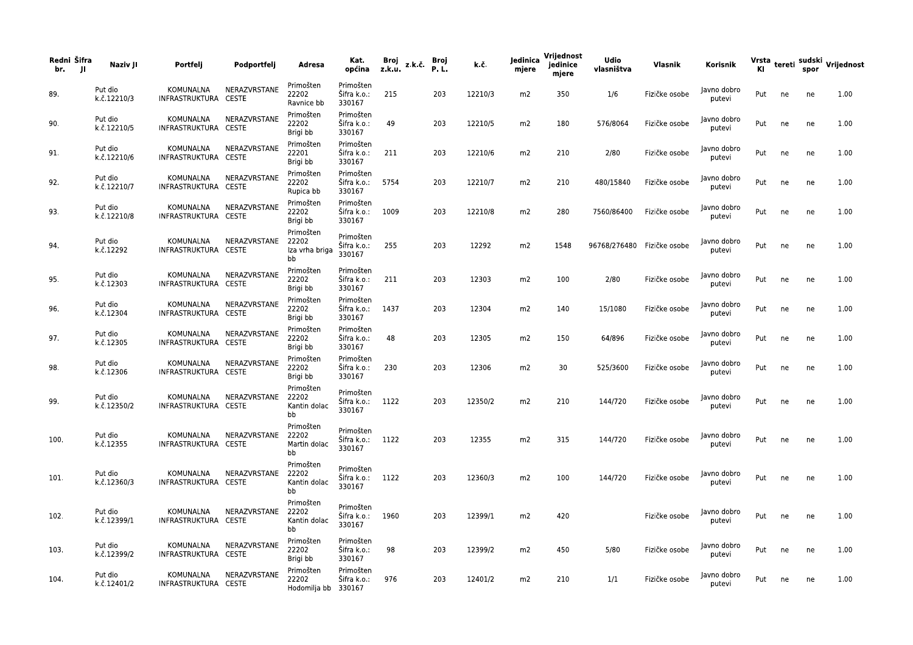| Redni br. | Šifra JI | Naziv JI | Portfelj | Podportfelj | Adresa | Kat. općina | Broj z.k.u. | z.k.č. | Broj P. L. | k.č. | Jedinica mjere | Vrijednost jedinice mjere | Udio vlasništva | Vlasnik | Korisnik | Vrsta KI | tereti | sudski spor | Vrijednost |
|---|---|---|---|---|---|---|---|---|---|---|---|---|---|---|---|---|---|---|---|
| 89. | | Put dio k.č.12210/3 | KOMUNALNA INFRASTRUKTURA | NERAZVRSTANE CESTE | Primošten 22202 Ravnice bb | Primošten Šifra k.o.: 330167 | 215 | | 203 | 12210/3 | m2 | 350 | 1/6 | Fizičke osobe | Javno dobro putevi | Put | ne | ne | 1.00 |
| 90. | | Put dio k.č.12210/5 | KOMUNALNA INFRASTRUKTURA | NERAZVRSTANE CESTE | Primošten 22202 Brigi bb | Primošten Šifra k.o.: 330167 | 49 | | 203 | 12210/5 | m2 | 180 | 576/8064 | Fizičke osobe | Javno dobro putevi | Put | ne | ne | 1.00 |
| 91. | | Put dio k.č.12210/6 | KOMUNALNA INFRASTRUKTURA | NERAZVRSTANE CESTE | Primošten 22201 Brigi bb | Primošten Šifra k.o.: 330167 | 211 | | 203 | 12210/6 | m2 | 210 | 2/80 | Fizičke osobe | Javno dobro putevi | Put | ne | ne | 1.00 |
| 92. | | Put dio k.č.12210/7 | KOMUNALNA INFRASTRUKTURA | NERAZVRSTANE CESTE | Primošten 22202 Rupica bb | Primošten Šifra k.o.: 330167 | 5754 | | 203 | 12210/7 | m2 | 210 | 480/15840 | Fizičke osobe | Javno dobro putevi | Put | ne | ne | 1.00 |
| 93. | | Put dio k.č.12210/8 | KOMUNALNA INFRASTRUKTURA | NERAZVRSTANE CESTE | Primošten 22202 Brigi bb | Primošten Šifra k.o.: 330167 | 1009 | | 203 | 12210/8 | m2 | 280 | 7560/86400 | Fizičke osobe | Javno dobro putevi | Put | ne | ne | 1.00 |
| 94. | | Put dio k.č.12292 | KOMUNALNA INFRASTRUKTURA | NERAZVRSTANE CESTE | Primošten 22202 Iza vrha briga bb | Primošten Šifra k.o.: 330167 | 255 | | 203 | 12292 | m2 | 1548 | 96768/276480 | Fizičke osobe | Javno dobro putevi | Put | ne | ne | 1.00 |
| 95. | | Put dio k.č.12303 | KOMUNALNA INFRASTRUKTURA | NERAZVRSTANE CESTE | Primošten 22202 Brigi bb | Primošten Šifra k.o.: 330167 | 211 | | 203 | 12303 | m2 | 100 | 2/80 | Fizičke osobe | Javno dobro putevi | Put | ne | ne | 1.00 |
| 96. | | Put dio k.č.12304 | KOMUNALNA INFRASTRUKTURA | NERAZVRSTANE CESTE | Primošten 22202 Brigi bb | Primošten Šifra k.o.: 330167 | 1437 | | 203 | 12304 | m2 | 140 | 15/1080 | Fizičke osobe | Javno dobro putevi | Put | ne | ne | 1.00 |
| 97. | | Put dio k.č.12305 | KOMUNALNA INFRASTRUKTURA | NERAZVRSTANE CESTE | Primošten 22202 Brigi bb | Primošten Šifra k.o.: 330167 | 48 | | 203 | 12305 | m2 | 150 | 64/896 | Fizičke osobe | Javno dobro putevi | Put | ne | ne | 1.00 |
| 98. | | Put dio k.č.12306 | KOMUNALNA INFRASTRUKTURA | NERAZVRSTANE CESTE | Primošten 22202 Brigi bb | Primošten Šifra k.o.: 330167 | 230 | | 203 | 12306 | m2 | 30 | 525/3600 | Fizičke osobe | Javno dobro putevi | Put | ne | ne | 1.00 |
| 99. | | Put dio k.č.12350/2 | KOMUNALNA INFRASTRUKTURA | NERAZVRSTANE CESTE | Primošten 22202 Kantin dolac bb | Primošten Šifra k.o.: 330167 | 1122 | | 203 | 12350/2 | m2 | 210 | 144/720 | Fizičke osobe | Javno dobro putevi | Put | ne | ne | 1.00 |
| 100. | | Put dio k.č.12355 | KOMUNALNA INFRASTRUKTURA | NERAZVRSTANE CESTE | Primošten 22202 Martin dolac bb | Primošten Šifra k.o.: 330167 | 1122 | | 203 | 12355 | m2 | 315 | 144/720 | Fizičke osobe | Javno dobro putevi | Put | ne | ne | 1.00 |
| 101. | | Put dio k.č.12360/3 | KOMUNALNA INFRASTRUKTURA | NERAZVRSTANE CESTE | Primošten 22202 Kantin dolac bb | Primošten Šifra k.o.: 330167 | 1122 | | 203 | 12360/3 | m2 | 100 | 144/720 | Fizičke osobe | Javno dobro putevi | Put | ne | ne | 1.00 |
| 102. | | Put dio k.č.12399/1 | KOMUNALNA INFRASTRUKTURA | NERAZVRSTANE CESTE | Primošten 22202 Kantin dolac bb | Primošten Šifra k.o.: 330167 | 1960 | | 203 | 12399/1 | m2 | 420 | | Fizičke osobe | Javno dobro putevi | Put | ne | ne | 1.00 |
| 103. | | Put dio k.č.12399/2 | KOMUNALNA INFRASTRUKTURA | NERAZVRSTANE CESTE | Primošten 22202 Brigi bb | Primošten Šifra k.o.: 330167 | 98 | | 203 | 12399/2 | m2 | 450 | 5/80 | Fizičke osobe | Javno dobro putevi | Put | ne | ne | 1.00 |
| 104. | | Put dio k.č.12401/2 | KOMUNALNA INFRASTRUKTURA | NERAZVRSTANE CESTE | Primošten 22202 Hodomilja bb | Primošten Šifra k.o.: 330167 | 976 | | 203 | 12401/2 | m2 | 210 | 1/1 | Fizičke osobe | Javno dobro putevi | Put | ne | ne | 1.00 |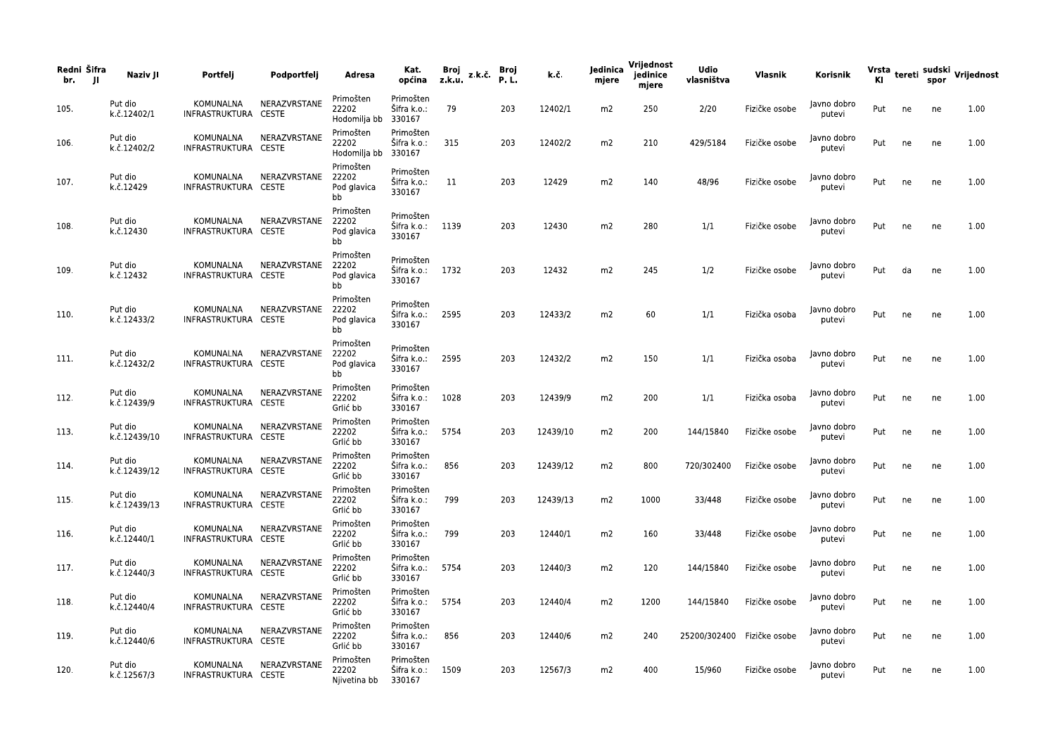| Redni br. | Šifra JI | Naziv JI | Portfelj | Podportfelj | Adresa | Kat. općina | Broj z.k.u. | z.k.č. | Broj P. L. | k.č. | Jedinica mjere | Vrijednost jedinice mjere | Udio vlasništva | Vlasnik | Korisnik | Vrsta KI | tereti | sudski spor | Vrijednost |
|---|---|---|---|---|---|---|---|---|---|---|---|---|---|---|---|---|---|---|---|
| 105. | | Put dio k.č.12402/1 | KOMUNALNA INFRASTRUKTURA | NERAZVRSTANE CESTE | Primošten 22202 Hodomilja bb | Primošten Šifra k.o.: 330167 | 79 | | 203 | 12402/1 | m2 | 250 | 2/20 | Fizičke osobe | Javno dobro putevi | Put | ne | ne | 1.00 |
| 106. | | Put dio k.č.12402/2 | KOMUNALNA INFRASTRUKTURA | NERAZVRSTANE CESTE | Primošten 22202 Hodomilja bb | Primošten Šifra k.o.: 330167 | 315 | | 203 | 12402/2 | m2 | 210 | 429/5184 | Fizičke osobe | Javno dobro putevi | Put | ne | ne | 1.00 |
| 107. | | Put dio k.č.12429 | KOMUNALNA INFRASTRUKTURA | NERAZVRSTANE CESTE | Primošten 22202 Pod glavica bb | Primošten Šifra k.o.: 330167 | 11 | | 203 | 12429 | m2 | 140 | 48/96 | Fizičke osobe | Javno dobro putevi | Put | ne | ne | 1.00 |
| 108. | | Put dio k.č.12430 | KOMUNALNA INFRASTRUKTURA | NERAZVRSTANE CESTE | Primošten 22202 Pod glavica bb | Primošten Šifra k.o.: 330167 | 1139 | | 203 | 12430 | m2 | 280 | 1/1 | Fizičke osobe | Javno dobro putevi | Put | ne | ne | 1.00 |
| 109. | | Put dio k.č.12432 | KOMUNALNA INFRASTRUKTURA | NERAZVRSTANE CESTE | Primošten 22202 Pod glavica bb | Primošten Šifra k.o.: 330167 | 1732 | | 203 | 12432 | m2 | 245 | 1/2 | Fizičke osobe | Javno dobro putevi | Put | da | ne | 1.00 |
| 110. | | Put dio k.č.12433/2 | KOMUNALNA INFRASTRUKTURA | NERAZVRSTANE CESTE | Primošten 22202 Pod glavica bb | Primošten Šifra k.o.: 330167 | 2595 | | 203 | 12433/2 | m2 | 60 | 1/1 | Fizička osoba | Javno dobro putevi | Put | ne | ne | 1.00 |
| 111. | | Put dio k.č.12432/2 | KOMUNALNA INFRASTRUKTURA | NERAZVRSTANE CESTE | Primošten 22202 Pod glavica bb | Primošten Šifra k.o.: 330167 | 2595 | | 203 | 12432/2 | m2 | 150 | 1/1 | Fizička osoba | Javno dobro putevi | Put | ne | ne | 1.00 |
| 112. | | Put dio k.č.12439/9 | KOMUNALNA INFRASTRUKTURA | NERAZVRSTANE CESTE | Primošten 22202 Grlić bb | Primošten Šifra k.o.: 330167 | 1028 | | 203 | 12439/9 | m2 | 200 | 1/1 | Fizička osoba | Javno dobro putevi | Put | ne | ne | 1.00 |
| 113. | | Put dio k.č.12439/10 | KOMUNALNA INFRASTRUKTURA | NERAZVRSTANE CESTE | Primošten 22202 Grlić bb | Primošten Šifra k.o.: 330167 | 5754 | | 203 | 12439/10 | m2 | 200 | 144/15840 | Fizičke osobe | Javno dobro putevi | Put | ne | ne | 1.00 |
| 114. | | Put dio k.č.12439/12 | KOMUNALNA INFRASTRUKTURA | NERAZVRSTANE CESTE | Primošten 22202 Grlić bb | Primošten Šifra k.o.: 330167 | 856 | | 203 | 12439/12 | m2 | 800 | 720/302400 | Fizičke osobe | Javno dobro putevi | Put | ne | ne | 1.00 |
| 115. | | Put dio k.č.12439/13 | KOMUNALNA INFRASTRUKTURA | NERAZVRSTANE CESTE | Primošten 22202 Grlić bb | Primošten Šifra k.o.: 330167 | 799 | | 203 | 12439/13 | m2 | 1000 | 33/448 | Fizičke osobe | Javno dobro putevi | Put | ne | ne | 1.00 |
| 116. | | Put dio k.č.12440/1 | KOMUNALNA INFRASTRUKTURA | NERAZVRSTANE CESTE | Primošten 22202 Grlić bb | Primošten Šifra k.o.: 330167 | 799 | | 203 | 12440/1 | m2 | 160 | 33/448 | Fizičke osobe | Javno dobro putevi | Put | ne | ne | 1.00 |
| 117. | | Put dio k.č.12440/3 | KOMUNALNA INFRASTRUKTURA | NERAZVRSTANE CESTE | Primošten 22202 Grlić bb | Primošten Šifra k.o.: 330167 | 5754 | | 203 | 12440/3 | m2 | 120 | 144/15840 | Fizičke osobe | Javno dobro putevi | Put | ne | ne | 1.00 |
| 118. | | Put dio k.č.12440/4 | KOMUNALNA INFRASTRUKTURA | NERAZVRSTANE CESTE | Primošten 22202 Grlić bb | Primošten Šifra k.o.: 330167 | 5754 | | 203 | 12440/4 | m2 | 1200 | 144/15840 | Fizičke osobe | Javno dobro putevi | Put | ne | ne | 1.00 |
| 119. | | Put dio k.č.12440/6 | KOMUNALNA INFRASTRUKTURA | NERAZVRSTANE CESTE | Primošten 22202 Grlić bb | Primošten Šifra k.o.: 330167 | 856 | | 203 | 12440/6 | m2 | 240 | 25200/302400 | Fizičke osobe | Javno dobro putevi | Put | ne | ne | 1.00 |
| 120. | | Put dio k.č.12567/3 | KOMUNALNA INFRASTRUKTURA | NERAZVRSTANE CESTE | Primošten 22202 Njivetina bb | Primošten Šifra k.o.: 330167 | 1509 | | 203 | 12567/3 | m2 | 400 | 15/960 | Fizičke osobe | Javno dobro putevi | Put | ne | ne | 1.00 |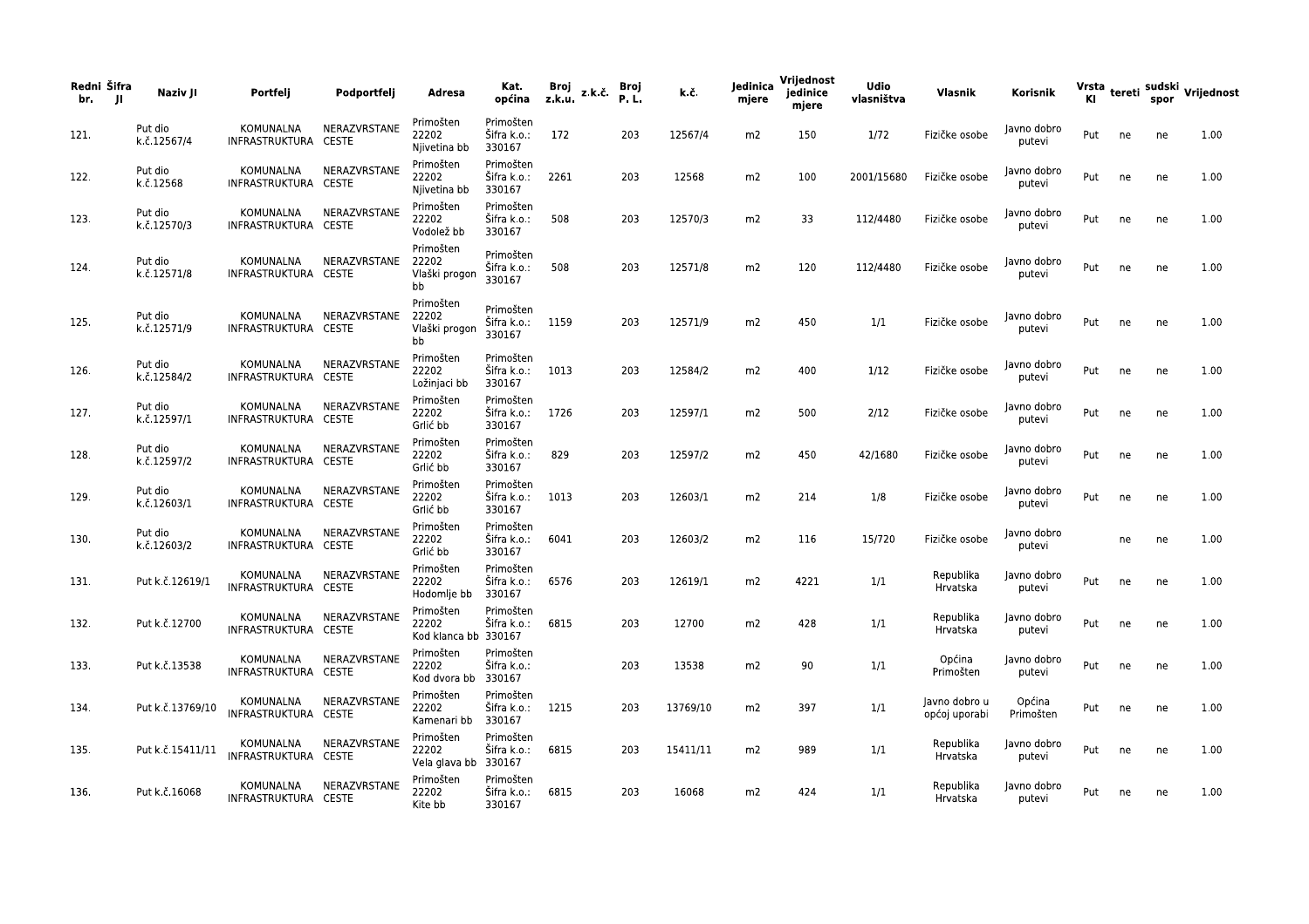| Redni br. | Šifra JI | Naziv JI | Portfelj | Podportfelj | Adresa | Kat. općina | Broj z.k.u. | z.k.č. | Broj P. L. | k.č. | Jedinica mjere | Vrijednost jedinice mjere | Udio vlasništva | Vlasnik | Korisnik | Vrsta KI | tereti | sudski spor | Vrijednost |
|---|---|---|---|---|---|---|---|---|---|---|---|---|---|---|---|---|---|---|---|
| 121. | | Put dio k.č.12567/4 | KOMUNALNA INFRASTRUKTURA | NERAZVRSTANE CESTE | Primošten 22202 Njivetina bb | Primošten Šifra k.o.: 330167 | 172 | | 203 | 12567/4 | m2 | 150 | 1/72 | Fizičke osobe | Javno dobro putevi | Put | ne | ne | 1.00 |
| 122. | | Put dio k.č.12568 | KOMUNALNA INFRASTRUKTURA | NERAZVRSTANE CESTE | Primošten 22202 Njivetina bb | Primošten Šifra k.o.: 330167 | 2261 | | 203 | 12568 | m2 | 100 | 2001/15680 | Fizičke osobe | Javno dobro putevi | Put | ne | ne | 1.00 |
| 123. | | Put dio k.č.12570/3 | KOMUNALNA INFRASTRUKTURA | NERAZVRSTANE CESTE | Primošten 22202 Vodolež bb | Primošten Šifra k.o.: 330167 | 508 | | 203 | 12570/3 | m2 | 33 | 112/4480 | Fizičke osobe | Javno dobro putevi | Put | ne | ne | 1.00 |
| 124. | | Put dio k.č.12571/8 | KOMUNALNA INFRASTRUKTURA | NERAZVRSTANE CESTE | Primošten 22202 Vlaški progon bb | Primošten Šifra k.o.: 330167 | 508 | | 203 | 12571/8 | m2 | 120 | 112/4480 | Fizičke osobe | Javno dobro putevi | Put | ne | ne | 1.00 |
| 125. | | Put dio k.č.12571/9 | KOMUNALNA INFRASTRUKTURA | NERAZVRSTANE CESTE | Primošten 22202 Vlaški progon bb | Primošten Šifra k.o.: 330167 | 1159 | | 203 | 12571/9 | m2 | 450 | 1/1 | Fizičke osobe | Javno dobro putevi | Put | ne | ne | 1.00 |
| 126. | | Put dio k.č.12584/2 | KOMUNALNA INFRASTRUKTURA | NERAZVRSTANE CESTE | Primošten 22202 Ložinjaci bb | Primošten Šifra k.o.: 330167 | 1013 | | 203 | 12584/2 | m2 | 400 | 1/12 | Fizičke osobe | Javno dobro putevi | Put | ne | ne | 1.00 |
| 127. | | Put dio k.č.12597/1 | KOMUNALNA INFRASTRUKTURA | NERAZVRSTANE CESTE | Primošten 22202 Grlić bb | Primošten Šifra k.o.: 330167 | 1726 | | 203 | 12597/1 | m2 | 500 | 2/12 | Fizičke osobe | Javno dobro putevi | Put | ne | ne | 1.00 |
| 128. | | Put dio k.č.12597/2 | KOMUNALNA INFRASTRUKTURA | NERAZVRSTANE CESTE | Primošten 22202 Grlić bb | Primošten Šifra k.o.: 330167 | 829 | | 203 | 12597/2 | m2 | 450 | 42/1680 | Fizičke osobe | Javno dobro putevi | Put | ne | ne | 1.00 |
| 129. | | Put dio k.č.12603/1 | KOMUNALNA INFRASTRUKTURA | NERAZVRSTANE CESTE | Primošten 22202 Grlić bb | Primošten Šifra k.o.: 330167 | 1013 | | 203 | 12603/1 | m2 | 214 | 1/8 | Fizičke osobe | Javno dobro putevi | Put | ne | ne | 1.00 |
| 130. | | Put dio k.č.12603/2 | KOMUNALNA INFRASTRUKTURA | NERAZVRSTANE CESTE | Primošten 22202 Grlić bb | Primošten Šifra k.o.: 330167 | 6041 | | 203 | 12603/2 | m2 | 116 | 15/720 | Fizičke osobe | Javno dobro putevi | | ne | ne | 1.00 |
| 131. | | Put k.č.12619/1 | KOMUNALNA INFRASTRUKTURA | NERAZVRSTANE CESTE | Primošten 22202 Hodomlje bb | Primošten Šifra k.o.: 330167 | 6576 | | 203 | 12619/1 | m2 | 4221 | 1/1 | Republika Hrvatska | Javno dobro putevi | Put | ne | ne | 1.00 |
| 132. | | Put k.č.12700 | KOMUNALNA INFRASTRUKTURA | NERAZVRSTANE CESTE | Primošten 22202 Kod klanca bb | Primošten Šifra k.o.: 330167 | 6815 | | 203 | 12700 | m2 | 428 | 1/1 | Republika Hrvatska | Javno dobro putevi | Put | ne | ne | 1.00 |
| 133. | | Put k.č.13538 | KOMUNALNA INFRASTRUKTURA | NERAZVRSTANE CESTE | Primošten 22202 Kod dvora bb | Primošten Šifra k.o.: 330167 | | | 203 | 13538 | m2 | 90 | 1/1 | Općina Primošten | Javno dobro putevi | Put | ne | ne | 1.00 |
| 134. | | Put k.č.13769/10 | KOMUNALNA INFRASTRUKTURA | NERAZVRSTANE CESTE | Primošten 22202 Kamenari bb | Primošten Šifra k.o.: 330167 | 1215 | | 203 | 13769/10 | m2 | 397 | 1/1 | Javno dobro u općoj uporabi | Općina Primošten | Put | ne | ne | 1.00 |
| 135. | | Put k.č.15411/11 | KOMUNALNA INFRASTRUKTURA | NERAZVRSTANE CESTE | Primošten 22202 Vela glava bb | Primošten Šifra k.o.: 330167 | 6815 | | 203 | 15411/11 | m2 | 989 | 1/1 | Republika Hrvatska | Javno dobro putevi | Put | ne | ne | 1.00 |
| 136. | | Put k.č.16068 | KOMUNALNA INFRASTRUKTURA | NERAZVRSTANE CESTE | Primošten 22202 Kite bb | Primošten Šifra k.o.: 330167 | 6815 | | 203 | 16068 | m2 | 424 | 1/1 | Republika Hrvatska | Javno dobro putevi | Put | ne | ne | 1.00 |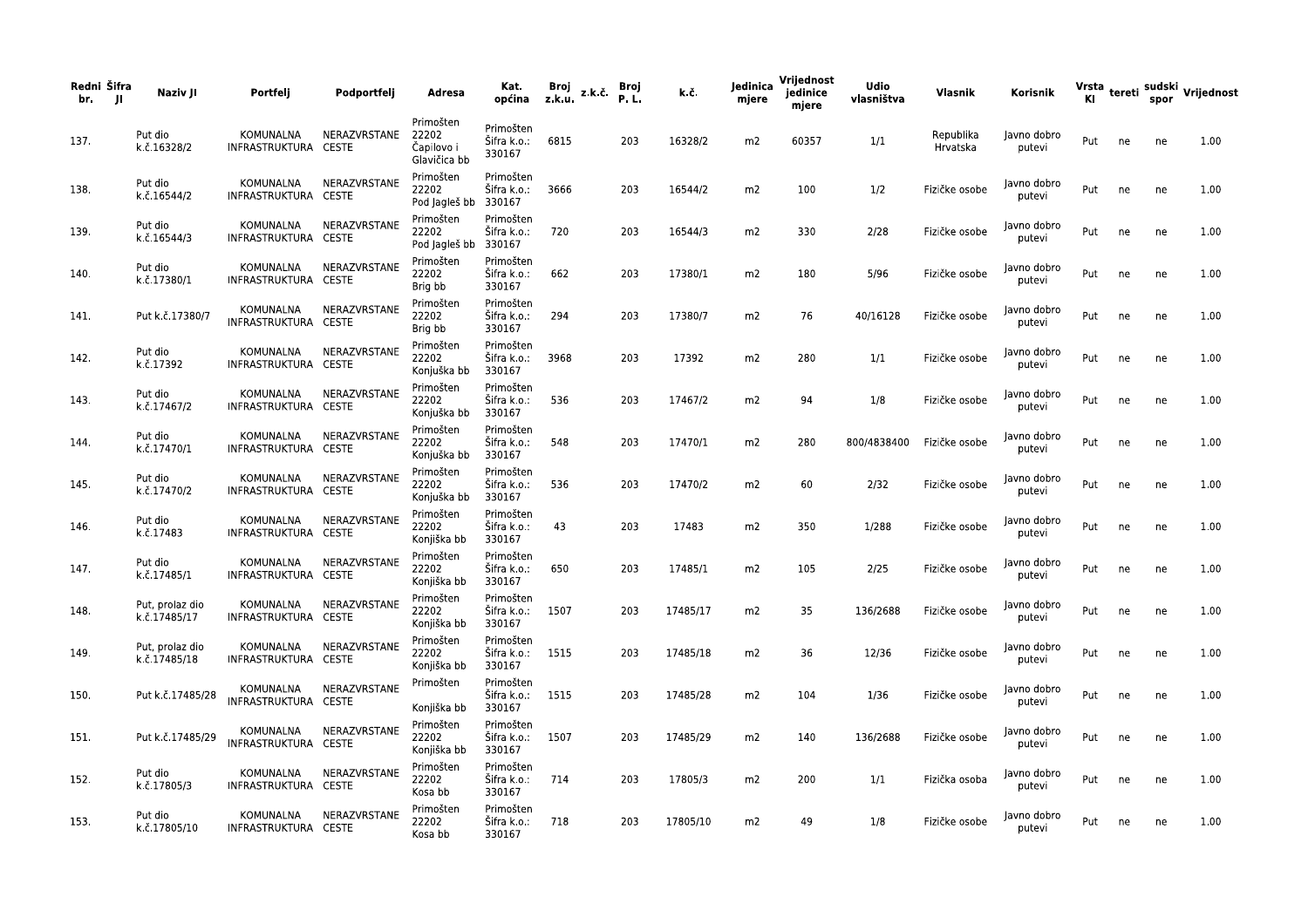| Redni br. | Šifra JI | Naziv JI | Portfelj | Podportfelj | Adresa | Kat. općina | Broj z.k.u. | z.k.č. | Broj P. L. | k.č. | Jedinica mjere | Vrijednost jedinice mjere | Udio vlasništva | Vlasnik | Korisnik | Vrsta KI | tereti | sudski spor | Vrijednost |
|---|---|---|---|---|---|---|---|---|---|---|---|---|---|---|---|---|---|---|---|
| 137. | | Put dio k.č.16328/2 | KOMUNALNA INFRASTRUKTURA | NERAZVRSTANE CESTE | Primošten 22202 Čapilovo i Glavičica bb | Primošten Šifra k.o.: 330167 | 6815 | | 203 | 16328/2 | m2 | 60357 | 1/1 | Republika Hrvatska | Javno dobro putevi | Put | ne | ne | 1.00 |
| 138. | | Put dio k.č.16544/2 | KOMUNALNA INFRASTRUKTURA | NERAZVRSTANE CESTE | Primošten 22202 Pod Jagleš bb | Primošten Šifra k.o.: 330167 | 3666 | | 203 | 16544/2 | m2 | 100 | 1/2 | Fizičke osobe | Javno dobro putevi | Put | ne | ne | 1.00 |
| 139. | | Put dio k.č.16544/3 | KOMUNALNA INFRASTRUKTURA | NERAZVRSTANE CESTE | Primošten 22202 Pod Jagleš bb | Primošten Šifra k.o.: 330167 | 720 | | 203 | 16544/3 | m2 | 330 | 2/28 | Fizičke osobe | Javno dobro putevi | Put | ne | ne | 1.00 |
| 140. | | Put dio k.č.17380/1 | KOMUNALNA INFRASTRUKTURA | NERAZVRSTANE CESTE | Primošten 22202 Brig bb | Primošten Šifra k.o.: 330167 | 662 | | 203 | 17380/1 | m2 | 180 | 5/96 | Fizičke osobe | Javno dobro putevi | Put | ne | ne | 1.00 |
| 141. | | Put k.č.17380/7 | KOMUNALNA INFRASTRUKTURA | NERAZVRSTANE CESTE | Primošten 22202 Brig bb | Primošten Šifra k.o.: 330167 | 294 | | 203 | 17380/7 | m2 | 76 | 40/16128 | Fizičke osobe | Javno dobro putevi | Put | ne | ne | 1.00 |
| 142. | | Put dio k.č.17392 | KOMUNALNA INFRASTRUKTURA | NERAZVRSTANE CESTE | Primošten 22202 Konjuška bb | Primošten Šifra k.o.: 330167 | 3968 | | 203 | 17392 | m2 | 280 | 1/1 | Fizičke osobe | Javno dobro putevi | Put | ne | ne | 1.00 |
| 143. | | Put dio k.č.17467/2 | KOMUNALNA INFRASTRUKTURA | NERAZVRSTANE CESTE | Primošten 22202 Konjuška bb | Primošten Šifra k.o.: 330167 | 536 | | 203 | 17467/2 | m2 | 94 | 1/8 | Fizičke osobe | Javno dobro putevi | Put | ne | ne | 1.00 |
| 144. | | Put dio k.č.17470/1 | KOMUNALNA INFRASTRUKTURA | NERAZVRSTANE CESTE | Primošten 22202 Konjuška bb | Primošten Šifra k.o.: 330167 | 548 | | 203 | 17470/1 | m2 | 280 | 800/4838400 | Fizičke osobe | Javno dobro putevi | Put | ne | ne | 1.00 |
| 145. | | Put dio k.č.17470/2 | KOMUNALNA INFRASTRUKTURA | NERAZVRSTANE CESTE | Primošten 22202 Konjuška bb | Primošten Šifra k.o.: 330167 | 536 | | 203 | 17470/2 | m2 | 60 | 2/32 | Fizičke osobe | Javno dobro putevi | Put | ne | ne | 1.00 |
| 146. | | Put dio k.č.17483 | KOMUNALNA INFRASTRUKTURA | NERAZVRSTANE CESTE | Primošten 22202 Konjiška bb | Primošten Šifra k.o.: 330167 | 43 | | 203 | 17483 | m2 | 350 | 1/288 | Fizičke osobe | Javno dobro putevi | Put | ne | ne | 1.00 |
| 147. | | Put dio k.č.17485/1 | KOMUNALNA INFRASTRUKTURA | NERAZVRSTANE CESTE | Primošten 22202 Konjiška bb | Primošten Šifra k.o.: 330167 | 650 | | 203 | 17485/1 | m2 | 105 | 2/25 | Fizičke osobe | Javno dobro putevi | Put | ne | ne | 1.00 |
| 148. | | Put, prolaz dio k.č.17485/17 | KOMUNALNA INFRASTRUKTURA | NERAZVRSTANE CESTE | Primošten 22202 Konjiška bb | Primošten Šifra k.o.: 330167 | 1507 | | 203 | 17485/17 | m2 | 35 | 136/2688 | Fizičke osobe | Javno dobro putevi | Put | ne | ne | 1.00 |
| 149. | | Put, prolaz dio k.č.17485/18 | KOMUNALNA INFRASTRUKTURA | NERAZVRSTANE CESTE | Primošten 22202 Konjiška bb | Primošten Šifra k.o.: 330167 | 1515 | | 203 | 17485/18 | m2 | 36 | 12/36 | Fizičke osobe | Javno dobro putevi | Put | ne | ne | 1.00 |
| 150. | | Put k.č.17485/28 | KOMUNALNA INFRASTRUKTURA | NERAZVRSTANE CESTE | Primošten Konjiška bb | Primošten Šifra k.o.: 330167 | 1515 | | 203 | 17485/28 | m2 | 104 | 1/36 | Fizičke osobe | Javno dobro putevi | Put | ne | ne | 1.00 |
| 151. | | Put k.č.17485/29 | KOMUNALNA INFRASTRUKTURA | NERAZVRSTANE CESTE | Primošten 22202 Konjiška bb | Primošten Šifra k.o.: 330167 | 1507 | | 203 | 17485/29 | m2 | 140 | 136/2688 | Fizičke osobe | Javno dobro putevi | Put | ne | ne | 1.00 |
| 152. | | Put dio k.č.17805/3 | KOMUNALNA INFRASTRUKTURA | NERAZVRSTANE CESTE | Primošten 22202 Kosa bb | Primošten Šifra k.o.: 330167 | 714 | | 203 | 17805/3 | m2 | 200 | 1/1 | Fizička osoba | Javno dobro putevi | Put | ne | ne | 1.00 |
| 153. | | Put dio k.č.17805/10 | KOMUNALNA INFRASTRUKTURA | NERAZVRSTANE CESTE | Primošten 22202 Kosa bb | Primošten Šifra k.o.: 330167 | 718 | | 203 | 17805/10 | m2 | 49 | 1/8 | Fizičke osobe | Javno dobro putevi | Put | ne | ne | 1.00 |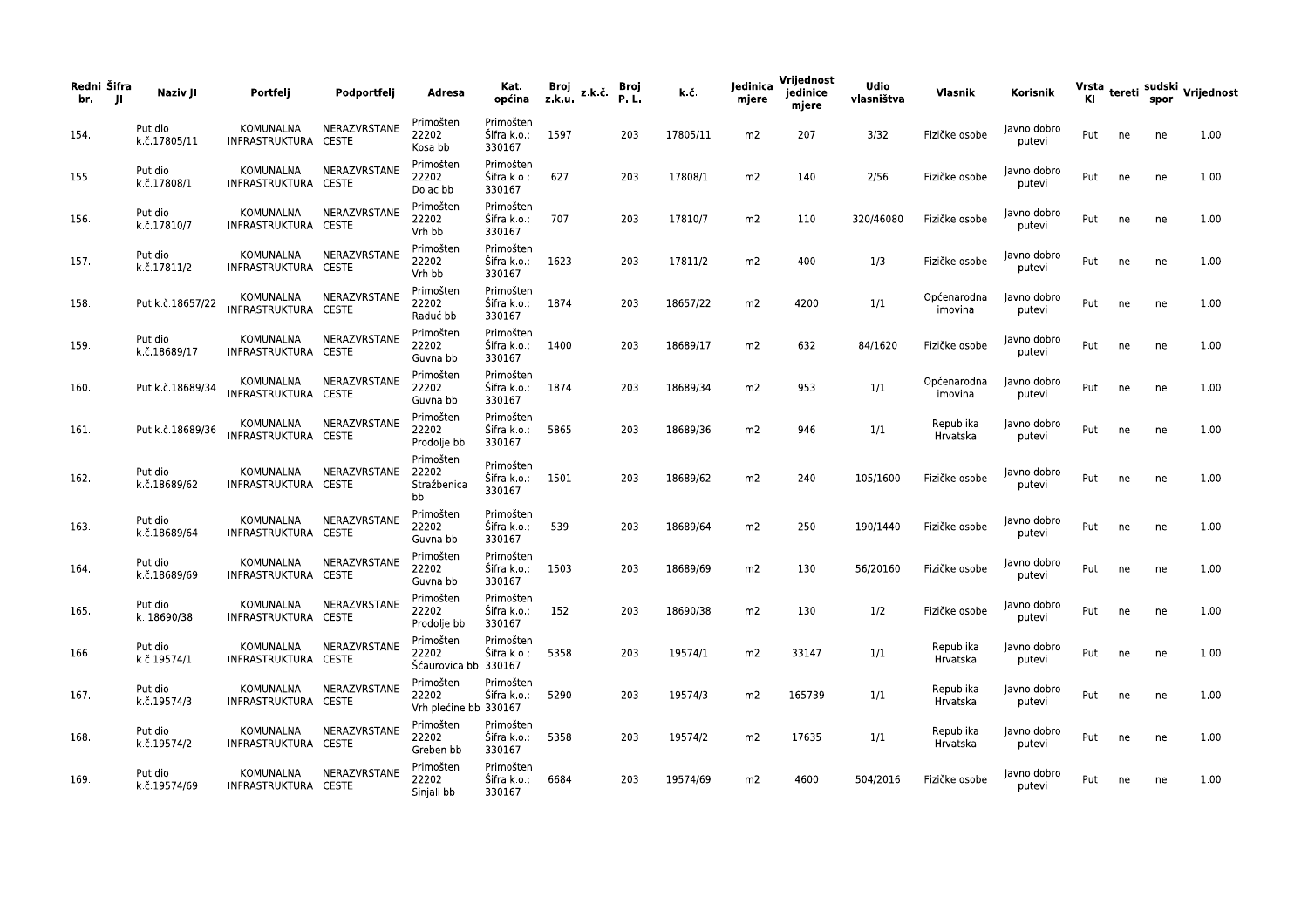| Redni br. | Šifra JI | Naziv JI | Portfelj | Podportfelj | Adresa | Kat. općina | Broj z.k.u. | z.k.č. | Broj P. L. | k.č. | Jedinica mjere | Vrijednost jedinice mjere | Udio vlasništva | Vlasnik | Korisnik | Vrsta KI | tereti | sudski spor | Vrijednost |
|---|---|---|---|---|---|---|---|---|---|---|---|---|---|---|---|---|---|---|---|
| 154. | | Put dio k.č.17805/11 | KOMUNALNA INFRASTRUKTURA | NERAZVRSTANE CESTE | Primošten 22202 Kosa bb | Primošten Šifra k.o.: 330167 | 1597 | | 203 | 17805/11 | m2 | 207 | 3/32 | Fizičke osobe | Javno dobro putevi | Put | ne | ne | 1.00 |
| 155. | | Put dio k.č.17808/1 | KOMUNALNA INFRASTRUKTURA | NERAZVRSTANE CESTE | Primošten 22202 Dolac bb | Primošten Šifra k.o.: 330167 | 627 | | 203 | 17808/1 | m2 | 140 | 2/56 | Fizičke osobe | Javno dobro putevi | Put | ne | ne | 1.00 |
| 156. | | Put dio k.č.17810/7 | KOMUNALNA INFRASTRUKTURA | NERAZVRSTANE CESTE | Primošten 22202 Vrh bb | Primošten Šifra k.o.: 330167 | 707 | | 203 | 17810/7 | m2 | 110 | 320/46080 | Fizičke osobe | Javno dobro putevi | Put | ne | ne | 1.00 |
| 157. | | Put dio k.č.17811/2 | KOMUNALNA INFRASTRUKTURA | NERAZVRSTANE CESTE | Primošten 22202 Vrh bb | Primošten Šifra k.o.: 330167 | 1623 | | 203 | 17811/2 | m2 | 400 | 1/3 | Fizičke osobe | Javno dobro putevi | Put | ne | ne | 1.00 |
| 158. | | Put k.č.18657/22 | KOMUNALNA INFRASTRUKTURA | NERAZVRSTANE CESTE | Primošten 22202 Raduć bb | Primošten Šifra k.o.: 330167 | 1874 | | 203 | 18657/22 | m2 | 4200 | 1/1 | Općenarodna imovina | Javno dobro putevi | Put | ne | ne | 1.00 |
| 159. | | Put dio k.č.18689/17 | KOMUNALNA INFRASTRUKTURA | NERAZVRSTANE CESTE | Primošten 22202 Guvna bb | Primošten Šifra k.o.: 330167 | 1400 | | 203 | 18689/17 | m2 | 632 | 84/1620 | Fizičke osobe | Javno dobro putevi | Put | ne | ne | 1.00 |
| 160. | | Put k.č.18689/34 | KOMUNALNA INFRASTRUKTURA | NERAZVRSTANE CESTE | Primošten 22202 Guvna bb | Primošten Šifra k.o.: 330167 | 1874 | | 203 | 18689/34 | m2 | 953 | 1/1 | Općenarodna imovina | Javno dobro putevi | Put | ne | ne | 1.00 |
| 161. | | Put k.č.18689/36 | KOMUNALNA INFRASTRUKTURA | NERAZVRSTANE CESTE | Primošten 22202 Prodolje bb | Primošten Šifra k.o.: 330167 | 5865 | | 203 | 18689/36 | m2 | 946 | 1/1 | Republika Hrvatska | Javno dobro putevi | Put | ne | ne | 1.00 |
| 162. | | Put dio k.č.18689/62 | KOMUNALNA INFRASTRUKTURA | NERAZVRSTANE CESTE | Primošten 22202 Stražbenica bb | Primošten Šifra k.o.: 330167 | 1501 | | 203 | 18689/62 | m2 | 240 | 105/1600 | Fizičke osobe | Javno dobro putevi | Put | ne | ne | 1.00 |
| 163. | | Put dio k.č.18689/64 | KOMUNALNA INFRASTRUKTURA | NERAZVRSTANE CESTE | Primošten 22202 Guvna bb | Primošten Šifra k.o.: 330167 | 539 | | 203 | 18689/64 | m2 | 250 | 190/1440 | Fizičke osobe | Javno dobro putevi | Put | ne | ne | 1.00 |
| 164. | | Put dio k.č.18689/69 | KOMUNALNA INFRASTRUKTURA | NERAZVRSTANE CESTE | Primošten 22202 Guvna bb | Primošten Šifra k.o.: 330167 | 1503 | | 203 | 18689/69 | m2 | 130 | 56/20160 | Fizičke osobe | Javno dobro putevi | Put | ne | ne | 1.00 |
| 165. | | Put dio k..18690/38 | KOMUNALNA INFRASTRUKTURA | NERAZVRSTANE CESTE | Primošten 22202 Prodolje bb | Primošten Šifra k.o.: 330167 | 152 | | 203 | 18690/38 | m2 | 130 | 1/2 | Fizičke osobe | Javno dobro putevi | Put | ne | ne | 1.00 |
| 166. | | Put dio k.č.19574/1 | KOMUNALNA INFRASTRUKTURA | NERAZVRSTANE CESTE | Primošten 22202 Šćaurovica bb | Primošten Šifra k.o.: 330167 | 5358 | | 203 | 19574/1 | m2 | 33147 | 1/1 | Republika Hrvatska | Javno dobro putevi | Put | ne | ne | 1.00 |
| 167. | | Put dio k.č.19574/3 | KOMUNALNA INFRASTRUKTURA | NERAZVRSTANE CESTE | Primošten 22202 Vrh plećine bb | Primošten Šifra k.o.: 330167 | 5290 | | 203 | 19574/3 | m2 | 165739 | 1/1 | Republika Hrvatska | Javno dobro putevi | Put | ne | ne | 1.00 |
| 168. | | Put dio k.č.19574/2 | KOMUNALNA INFRASTRUKTURA | NERAZVRSTANE CESTE | Primošten 22202 Greben bb | Primošten Šifra k.o.: 330167 | 5358 | | 203 | 19574/2 | m2 | 17635 | 1/1 | Republika Hrvatska | Javno dobro putevi | Put | ne | ne | 1.00 |
| 169. | | Put dio k.č.19574/69 | KOMUNALNA INFRASTRUKTURA | NERAZVRSTANE CESTE | Primošten 22202 Sinjali bb | Primošten Šifra k.o.: 330167 | 6684 | | 203 | 19574/69 | m2 | 4600 | 504/2016 | Fizičke osobe | Javno dobro putevi | Put | ne | ne | 1.00 |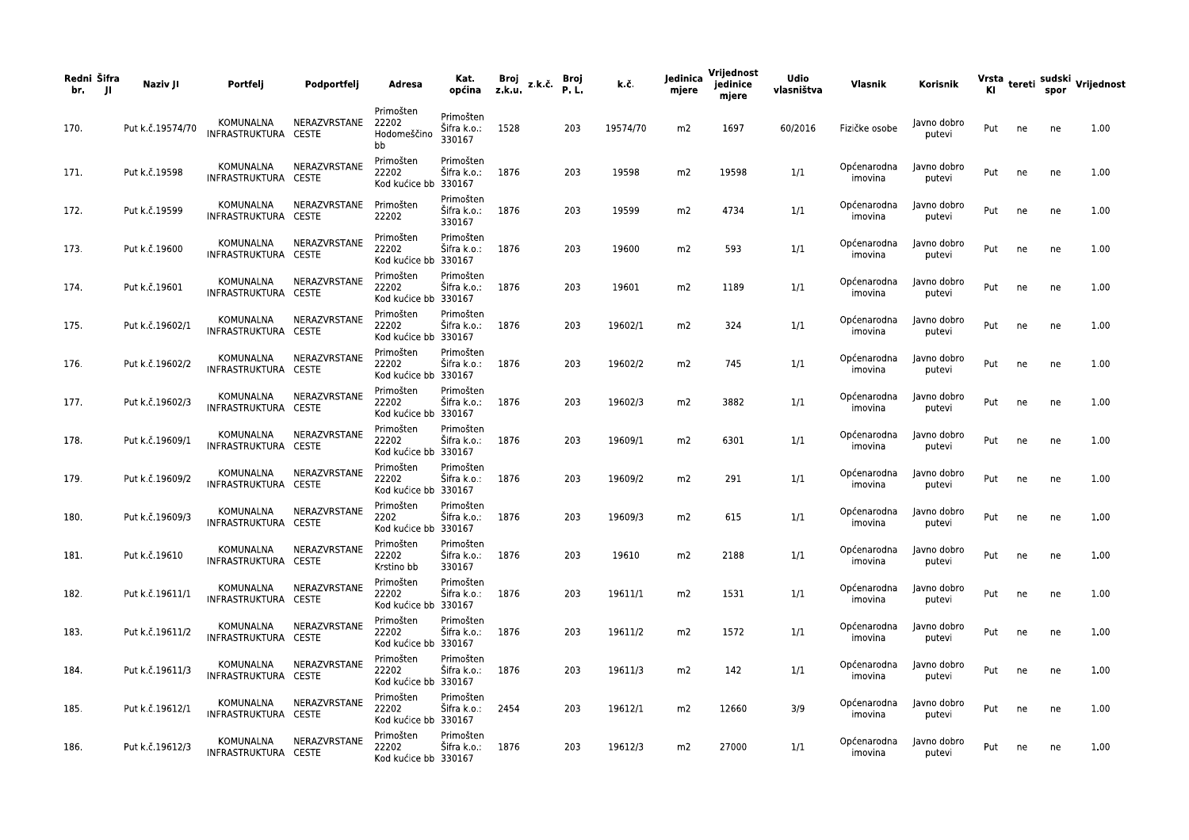| Redni br. | Šifra JI | Naziv JI | Portfelj | Podportfelj | Adresa | Kat. općina | Broj z.k.u. | z.k.č. | Broj P. L. | k.č. | Jedinica mjere | Vrijednost jedinice mjere | Udio vlasništva | Vlasnik | Korisnik | Vrsta KI | tereti | sudski spor | Vrijednost |
|---|---|---|---|---|---|---|---|---|---|---|---|---|---|---|---|---|---|---|---|
| 170. | | Put k.č.19574/70 | KOMUNALNA INFRASTRUKTURA | NERAZVRSTANE CESTE | Primošten 22202 Hodomeščino bb | Primošten Šifra k.o.: 330167 | 1528 | | 203 | 19574/70 | m2 | 1697 | 60/2016 | Fizičke osobe | Javno dobro putevi | Put | ne | ne | 1.00 |
| 171. | | Put k.č.19598 | KOMUNALNA INFRASTRUKTURA | NERAZVRSTANE CESTE | Primošten 22202 Kod kućice bb | Primošten Šifra k.o.: 330167 | 1876 | | 203 | 19598 | m2 | 19598 | 1/1 | Općenarodna imovina | Javno dobro putevi | Put | ne | ne | 1.00 |
| 172. | | Put k.č.19599 | KOMUNALNA INFRASTRUKTURA | NERAZVRSTANE CESTE | Primošten 22202 | Primošten Šifra k.o.: 330167 | 1876 | | 203 | 19599 | m2 | 4734 | 1/1 | Općenarodna imovina | Javno dobro putevi | Put | ne | ne | 1.00 |
| 173. | | Put k.č.19600 | KOMUNALNA INFRASTRUKTURA | NERAZVRSTANE CESTE | Primošten 22202 Kod kućice bb | Primošten Šifra k.o.: 330167 | 1876 | | 203 | 19600 | m2 | 593 | 1/1 | Općenarodna imovina | Javno dobro putevi | Put | ne | ne | 1.00 |
| 174. | | Put k.č.19601 | KOMUNALNA INFRASTRUKTURA | NERAZVRSTANE CESTE | Primošten 22202 Kod kućice bb | Primošten Šifra k.o.: 330167 | 1876 | | 203 | 19601 | m2 | 1189 | 1/1 | Općenarodna imovina | Javno dobro putevi | Put | ne | ne | 1.00 |
| 175. | | Put k.č.19602/1 | KOMUNALNA INFRASTRUKTURA | NERAZVRSTANE CESTE | Primošten 22202 Kod kućice bb | Primošten Šifra k.o.: 330167 | 1876 | | 203 | 19602/1 | m2 | 324 | 1/1 | Općenarodna imovina | Javno dobro putevi | Put | ne | ne | 1.00 |
| 176. | | Put k.č.19602/2 | KOMUNALNA INFRASTRUKTURA | NERAZVRSTANE CESTE | Primošten 22202 Kod kućice bb | Primošten Šifra k.o.: 330167 | 1876 | | 203 | 19602/2 | m2 | 745 | 1/1 | Općenarodna imovina | Javno dobro putevi | Put | ne | ne | 1.00 |
| 177. | | Put k.č.19602/3 | KOMUNALNA INFRASTRUKTURA | NERAZVRSTANE CESTE | Primošten 22202 Kod kućice bb | Primošten Šifra k.o.: 330167 | 1876 | | 203 | 19602/3 | m2 | 3882 | 1/1 | Općenarodna imovina | Javno dobro putevi | Put | ne | ne | 1.00 |
| 178. | | Put k.č.19609/1 | KOMUNALNA INFRASTRUKTURA | NERAZVRSTANE CESTE | Primošten 22202 Kod kućice bb | Primošten Šifra k.o.: 330167 | 1876 | | 203 | 19609/1 | m2 | 6301 | 1/1 | Općenarodna imovina | Javno dobro putevi | Put | ne | ne | 1.00 |
| 179. | | Put k.č.19609/2 | KOMUNALNA INFRASTRUKTURA | NERAZVRSTANE CESTE | Primošten 22202 Kod kućice bb | Primošten Šifra k.o.: 330167 | 1876 | | 203 | 19609/2 | m2 | 291 | 1/1 | Općenarodna imovina | Javno dobro putevi | Put | ne | ne | 1.00 |
| 180. | | Put k.č.19609/3 | KOMUNALNA INFRASTRUKTURA | NERAZVRSTANE CESTE | Primošten 2202 Kod kućice bb | Primošten Šifra k.o.: 330167 | 1876 | | 203 | 19609/3 | m2 | 615 | 1/1 | Općenarodna imovina | Javno dobro putevi | Put | ne | ne | 1.00 |
| 181. | | Put k.č.19610 | KOMUNALNA INFRASTRUKTURA | NERAZVRSTANE CESTE | Primošten 22202 Krstino bb | Primošten Šifra k.o.: 330167 | 1876 | | 203 | 19610 | m2 | 2188 | 1/1 | Općenarodna imovina | Javno dobro putevi | Put | ne | ne | 1.00 |
| 182. | | Put k.č.19611/1 | KOMUNALNA INFRASTRUKTURA | NERAZVRSTANE CESTE | Primošten 22202 Kod kućice bb | Primošten Šifra k.o.: 330167 | 1876 | | 203 | 19611/1 | m2 | 1531 | 1/1 | Općenarodna imovina | Javno dobro putevi | Put | ne | ne | 1.00 |
| 183. | | Put k.č.19611/2 | KOMUNALNA INFRASTRUKTURA | NERAZVRSTANE CESTE | Primošten 22202 Kod kućice bb | Primošten Šifra k.o.: 330167 | 1876 | | 203 | 19611/2 | m2 | 1572 | 1/1 | Općenarodna imovina | Javno dobro putevi | Put | ne | ne | 1.00 |
| 184. | | Put k.č.19611/3 | KOMUNALNA INFRASTRUKTURA | NERAZVRSTANE CESTE | Primošten 22202 Kod kućice bb | Primošten Šifra k.o.: 330167 | 1876 | | 203 | 19611/3 | m2 | 142 | 1/1 | Općenarodna imovina | Javno dobro putevi | Put | ne | ne | 1.00 |
| 185. | | Put k.č.19612/1 | KOMUNALNA INFRASTRUKTURA | NERAZVRSTANE CESTE | Primošten 22202 Kod kućice bb | Primošten Šifra k.o.: 330167 | 2454 | | 203 | 19612/1 | m2 | 12660 | 3/9 | Općenarodna imovina | Javno dobro putevi | Put | ne | ne | 1.00 |
| 186. | | Put k.č.19612/3 | KOMUNALNA INFRASTRUKTURA | NERAZVRSTANE CESTE | Primošten 22202 Kod kućice bb | Primošten Šifra k.o.: 330167 | 1876 | | 203 | 19612/3 | m2 | 27000 | 1/1 | Općenarodna imovina | Javno dobro putevi | Put | ne | ne | 1.00 |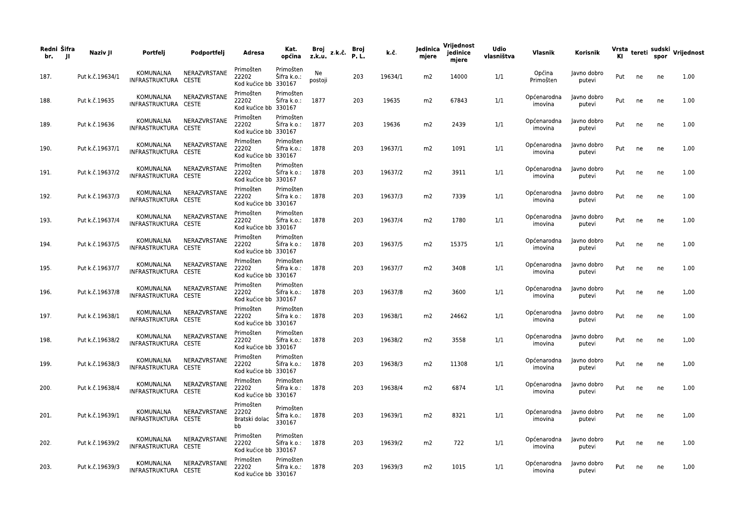| Redni br. | Šifra JI | Naziv JI | Portfelj | Podportfelj | Adresa | Kat. općina | Broj z.k.u. | z.k.č. | Broj P. L. | k.č. | Jedinica mjere | Vrijednost jedinice mjere | Udio vlasništva | Vlasnik | Korisnik | Vrsta KI | tereti | sudski spor | Vrijednost |
|---|---|---|---|---|---|---|---|---|---|---|---|---|---|---|---|---|---|---|---|
| 187. | | Put k.č.19634/1 | KOMUNALNA INFRASTRUKTURA | NERAZVRSTANE CESTE | Primošten 22202 Kod kućice bb | Primošten Šifra k.o.: 330167 | Ne postoji | | 203 | 19634/1 | m2 | 14000 | 1/1 | Općina Primošten | Javno dobro putevi | Put | ne | ne | 1.00 |
| 188. | | Put k.č.19635 | KOMUNALNA INFRASTRUKTURA | NERAZVRSTANE CESTE | Primošten 22202 Kod kućice bb | Primošten Šifra k.o.: 330167 | 1877 | | 203 | 19635 | m2 | 67843 | 1/1 | Općenarodna imovina | Javno dobro putevi | Put | ne | ne | 1.00 |
| 189. | | Put k.č.19636 | KOMUNALNA INFRASTRUKTURA | NERAZVRSTANE CESTE | Primošten 22202 Kod kućice bb | Primošten Šifra k.o.: 330167 | 1877 | | 203 | 19636 | m2 | 2439 | 1/1 | Općenarodna imovina | Javno dobro putevi | Put | ne | ne | 1.00 |
| 190. | | Put k.č.19637/1 | KOMUNALNA INFRASTRUKTURA | NERAZVRSTANE CESTE | Primošten 22202 Kod kućice bb | Primošten Šifra k.o.: 330167 | 1878 | | 203 | 19637/1 | m2 | 1091 | 1/1 | Općenarodna imovina | Javno dobro putevi | Put | ne | ne | 1.00 |
| 191. | | Put k.č.19637/2 | KOMUNALNA INFRASTRUKTURA | NERAZVRSTANE CESTE | Primošten 22202 Kod kućice bb | Primošten Šifra k.o.: 330167 | 1878 | | 203 | 19637/2 | m2 | 3911 | 1/1 | Općenarodna imovina | Javno dobro putevi | Put | ne | ne | 1.00 |
| 192. | | Put k.č.19637/3 | KOMUNALNA INFRASTRUKTURA | NERAZVRSTANE CESTE | Primošten 22202 Kod kućice bb | Primošten Šifra k.o.: 330167 | 1878 | | 203 | 19637/3 | m2 | 7339 | 1/1 | Općenarodna imovina | Javno dobro putevi | Put | ne | ne | 1.00 |
| 193. | | Put k.č.19637/4 | KOMUNALNA INFRASTRUKTURA | NERAZVRSTANE CESTE | Primošten 22202 Kod kućice bb | Primošten Šifra k.o.: 330167 | 1878 | | 203 | 19637/4 | m2 | 1780 | 1/1 | Općenarodna imovina | Javno dobro putevi | Put | ne | ne | 1.00 |
| 194. | | Put k.č.19637/5 | KOMUNALNA INFRASTRUKTURA | NERAZVRSTANE CESTE | Primošten 22202 Kod kućice bb | Primošten Šifra k.o.: 330167 | 1878 | | 203 | 19637/5 | m2 | 15375 | 1/1 | Općenarodna imovina | Javno dobro putevi | Put | ne | ne | 1.00 |
| 195. | | Put k.č.19637/7 | KOMUNALNA INFRASTRUKTURA | NERAZVRSTANE CESTE | Primošten 22202 Kod kućice bb | Primošten Šifra k.o.: 330167 | 1878 | | 203 | 19637/7 | m2 | 3408 | 1/1 | Općenarodna imovina | Javno dobro putevi | Put | ne | ne | 1.00 |
| 196. | | Put k.č.19637/8 | KOMUNALNA INFRASTRUKTURA | NERAZVRSTANE CESTE | Primošten 22202 Kod kućice bb | Primošten Šifra k.o.: 330167 | 1878 | | 203 | 19637/8 | m2 | 3600 | 1/1 | Općenarodna imovina | Javno dobro putevi | Put | ne | ne | 1.00 |
| 197. | | Put k.č.19638/1 | KOMUNALNA INFRASTRUKTURA | NERAZVRSTANE CESTE | Primošten 22202 Kod kućice bb | Primošten Šifra k.o.: 330167 | 1878 | | 203 | 19638/1 | m2 | 24662 | 1/1 | Općenarodna imovina | Javno dobro putevi | Put | ne | ne | 1.00 |
| 198. | | Put k.č.19638/2 | KOMUNALNA INFRASTRUKTURA | NERAZVRSTANE CESTE | Primošten 22202 Kod kućice bb | Primošten Šifra k.o.: 330167 | 1878 | | 203 | 19638/2 | m2 | 3558 | 1/1 | Općenarodna imovina | Javno dobro putevi | Put | ne | ne | 1.00 |
| 199. | | Put k.č.19638/3 | KOMUNALNA INFRASTRUKTURA | NERAZVRSTANE CESTE | Primošten 22202 Kod kućice bb | Primošten Šifra k.o.: 330167 | 1878 | | 203 | 19638/3 | m2 | 11308 | 1/1 | Općenarodna imovina | Javno dobro putevi | Put | ne | ne | 1.00 |
| 200. | | Put k.č.19638/4 | KOMUNALNA INFRASTRUKTURA | NERAZVRSTANE CESTE | Primošten 22202 Kod kućice bb | Primošten Šifra k.o.: 330167 | 1878 | | 203 | 19638/4 | m2 | 6874 | 1/1 | Općenarodna imovina | Javno dobro putevi | Put | ne | ne | 1.00 |
| 201. | | Put k.č.19639/1 | KOMUNALNA INFRASTRUKTURA | NERAZVRSTANE CESTE | Primošten 22202 Bratski dolac bb | Primošten Šifra k.o.: 330167 | 1878 | | 203 | 19639/1 | m2 | 8321 | 1/1 | Općenarodna imovina | Javno dobro putevi | Put | ne | ne | 1.00 |
| 202. | | Put k.č.19639/2 | KOMUNALNA INFRASTRUKTURA | NERAZVRSTANE CESTE | Primošten 22202 Kod kućice bb | Primošten Šifra k.o.: 330167 | 1878 | | 203 | 19639/2 | m2 | 722 | 1/1 | Općenarodna imovina | Javno dobro putevi | Put | ne | ne | 1.00 |
| 203. | | Put k.č.19639/3 | KOMUNALNA INFRASTRUKTURA | NERAZVRSTANE CESTE | Primošten 22202 Kod kućice bb | Primošten Šifra k.o.: 330167 | 1878 | | 203 | 19639/3 | m2 | 1015 | 1/1 | Općenarodna imovina | Javno dobro putevi | Put | ne | ne | 1.00 |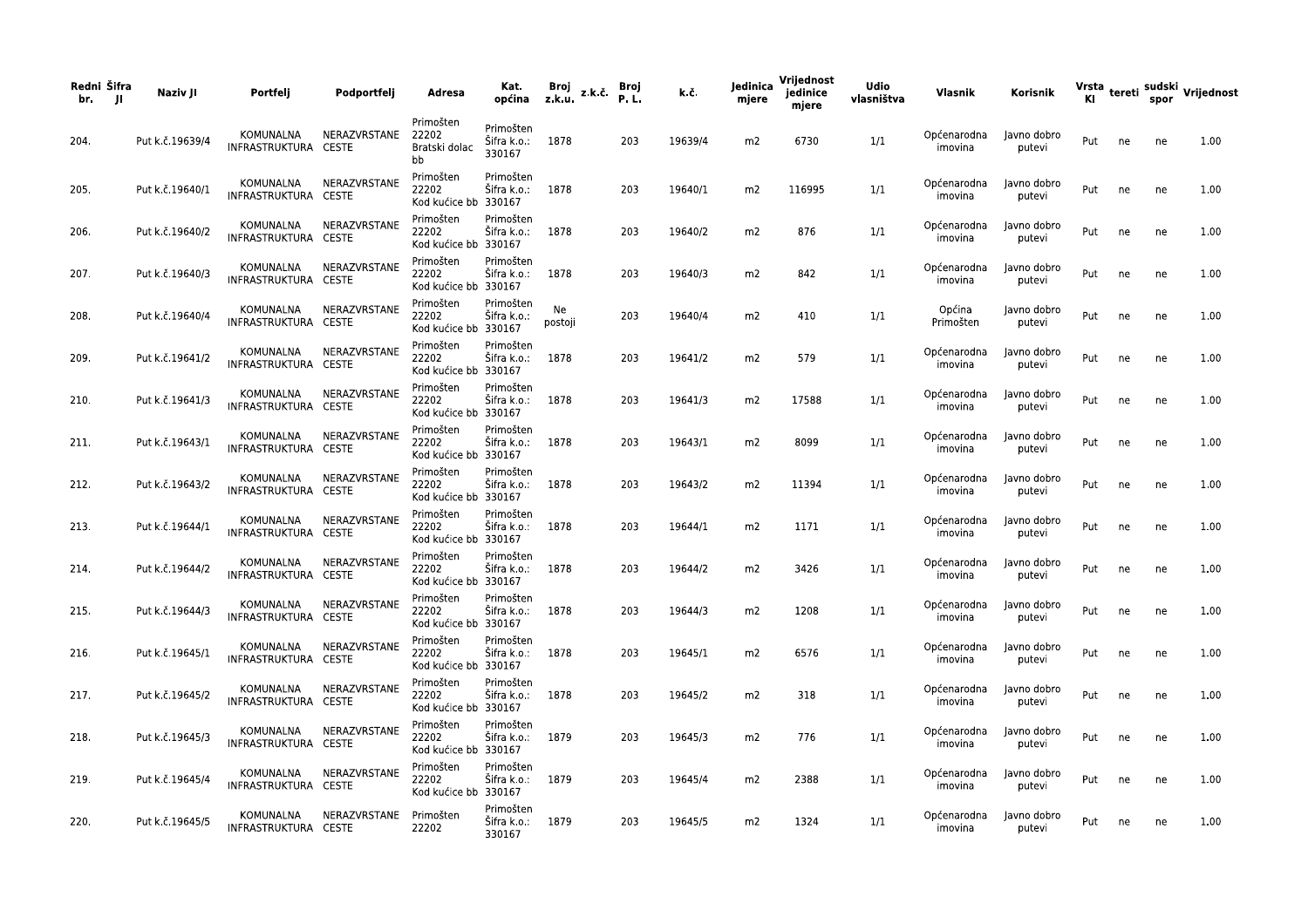| Redni br. | Šifra JI | Naziv JI | Portfelj | Podportfelj | Adresa | Kat. općina | Broj z.k.u. | z.k.č. | Broj P. L. | k.č. | Jedinica mjere | Vrijednost jedinice mjere | Udio vlasništva | Vlasnik | Korisnik | Vrsta KI | tereti | sudski spor | Vrijednost |
|---|---|---|---|---|---|---|---|---|---|---|---|---|---|---|---|---|---|---|---|
| 204. | | Put k.č.19639/4 | KOMUNALNA INFRASTRUKTURA | NERAZVRSTANE CESTE | Primošten 22202 Bratski dolac bb | Primošten Šifra k.o.: 330167 | 1878 | | 203 | 19639/4 | m2 | 6730 | 1/1 | Općenarodna imovina | Javno dobro putevi | Put | ne | ne | 1.00 |
| 205. | | Put k.č.19640/1 | KOMUNALNA INFRASTRUKTURA | NERAZVRSTANE CESTE | Primošten 22202 Kod kućice bb | Primošten Šifra k.o.: 330167 | 1878 | | 203 | 19640/1 | m2 | 116995 | 1/1 | Općenarodna imovina | Javno dobro putevi | Put | ne | ne | 1.00 |
| 206. | | Put k.č.19640/2 | KOMUNALNA INFRASTRUKTURA | NERAZVRSTANE CESTE | Primošten 22202 Kod kućice bb | Primošten Šifra k.o.: 330167 | 1878 | | 203 | 19640/2 | m2 | 876 | 1/1 | Općenarodna imovina | Javno dobro putevi | Put | ne | ne | 1.00 |
| 207. | | Put k.č.19640/3 | KOMUNALNA INFRASTRUKTURA | NERAZVRSTANE CESTE | Primošten 22202 Kod kućice bb | Primošten Šifra k.o.: 330167 | 1878 | | 203 | 19640/3 | m2 | 842 | 1/1 | Općenarodna imovina | Javno dobro putevi | Put | ne | ne | 1.00 |
| 208. | | Put k.č.19640/4 | KOMUNALNA INFRASTRUKTURA | NERAZVRSTANE CESTE | Primošten 22202 Kod kućice bb | Primošten Šifra k.o.: 330167 | Ne postoji | | 203 | 19640/4 | m2 | 410 | 1/1 | Općina Primošten | Javno dobro putevi | Put | ne | ne | 1.00 |
| 209. | | Put k.č.19641/2 | KOMUNALNA INFRASTRUKTURA | NERAZVRSTANE CESTE | Primošten 22202 Kod kućice bb | Primošten Šifra k.o.: 330167 | 1878 | | 203 | 19641/2 | m2 | 579 | 1/1 | Općenarodna imovina | Javno dobro putevi | Put | ne | ne | 1.00 |
| 210. | | Put k.č.19641/3 | KOMUNALNA INFRASTRUKTURA | NERAZVRSTANE CESTE | Primošten 22202 Kod kućice bb | Primošten Šifra k.o.: 330167 | 1878 | | 203 | 19641/3 | m2 | 17588 | 1/1 | Općenarodna imovina | Javno dobro putevi | Put | ne | ne | 1.00 |
| 211. | | Put k.č.19643/1 | KOMUNALNA INFRASTRUKTURA | NERAZVRSTANE CESTE | Primošten 22202 Kod kućice bb | Primošten Šifra k.o.: 330167 | 1878 | | 203 | 19643/1 | m2 | 8099 | 1/1 | Općenarodna imovina | Javno dobro putevi | Put | ne | ne | 1.00 |
| 212. | | Put k.č.19643/2 | KOMUNALNA INFRASTRUKTURA | NERAZVRSTANE CESTE | Primošten 22202 Kod kućice bb | Primošten Šifra k.o.: 330167 | 1878 | | 203 | 19643/2 | m2 | 11394 | 1/1 | Općenarodna imovina | Javno dobro putevi | Put | ne | ne | 1.00 |
| 213. | | Put k.č.19644/1 | KOMUNALNA INFRASTRUKTURA | NERAZVRSTANE CESTE | Primošten 22202 Kod kućice bb | Primošten Šifra k.o.: 330167 | 1878 | | 203 | 19644/1 | m2 | 1171 | 1/1 | Općenarodna imovina | Javno dobro putevi | Put | ne | ne | 1.00 |
| 214. | | Put k.č.19644/2 | KOMUNALNA INFRASTRUKTURA | NERAZVRSTANE CESTE | Primošten 22202 Kod kućice bb | Primošten Šifra k.o.: 330167 | 1878 | | 203 | 19644/2 | m2 | 3426 | 1/1 | Općenarodna imovina | Javno dobro putevi | Put | ne | ne | 1.00 |
| 215. | | Put k.č.19644/3 | KOMUNALNA INFRASTRUKTURA | NERAZVRSTANE CESTE | Primošten 22202 Kod kućice bb | Primošten Šifra k.o.: 330167 | 1878 | | 203 | 19644/3 | m2 | 1208 | 1/1 | Općenarodna imovina | Javno dobro putevi | Put | ne | ne | 1.00 |
| 216. | | Put k.č.19645/1 | KOMUNALNA INFRASTRUKTURA | NERAZVRSTANE CESTE | Primošten 22202 Kod kućice bb | Primošten Šifra k.o.: 330167 | 1878 | | 203 | 19645/1 | m2 | 6576 | 1/1 | Općenarodna imovina | Javno dobro putevi | Put | ne | ne | 1.00 |
| 217. | | Put k.č.19645/2 | KOMUNALNA INFRASTRUKTURA | NERAZVRSTANE CESTE | Primošten 22202 Kod kućice bb | Primošten Šifra k.o.: 330167 | 1878 | | 203 | 19645/2 | m2 | 318 | 1/1 | Općenarodna imovina | Javno dobro putevi | Put | ne | ne | 1.00 |
| 218. | | Put k.č.19645/3 | KOMUNALNA INFRASTRUKTURA | NERAZVRSTANE CESTE | Primošten 22202 Kod kućice bb | Primošten Šifra k.o.: 330167 | 1879 | | 203 | 19645/3 | m2 | 776 | 1/1 | Općenarodna imovina | Javno dobro putevi | Put | ne | ne | 1.00 |
| 219. | | Put k.č.19645/4 | KOMUNALNA INFRASTRUKTURA | NERAZVRSTANE CESTE | Primošten 22202 Kod kućice bb | Primošten Šifra k.o.: 330167 | 1879 | | 203 | 19645/4 | m2 | 2388 | 1/1 | Općenarodna imovina | Javno dobro putevi | Put | ne | ne | 1.00 |
| 220. | | Put k.č.19645/5 | KOMUNALNA INFRASTRUKTURA | NERAZVRSTANE CESTE | Primošten 22202 | Primošten Šifra k.o.: 330167 | 1879 | | 203 | 19645/5 | m2 | 1324 | 1/1 | Općenarodna imovina | Javno dobro putevi | Put | ne | ne | 1.00 |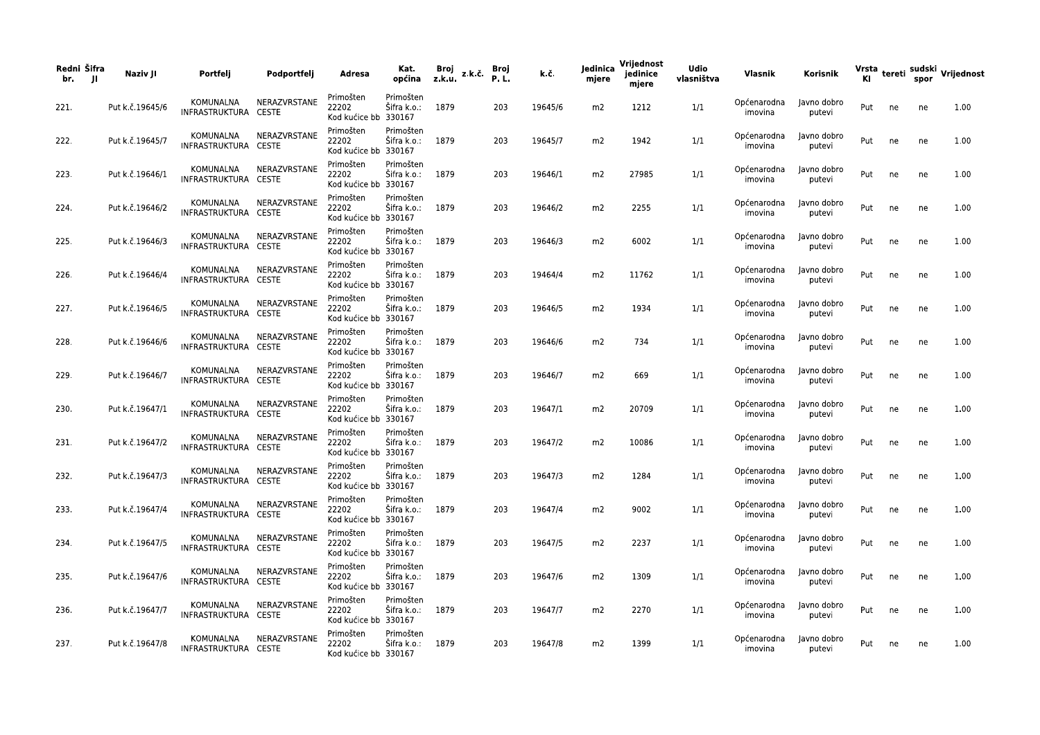| Redni br. | Šifra JI | Naziv JI | Portfelj | Podportfelj | Adresa | Kat. općina | Broj z.k.u. | z.k.č. | Broj P. L. | k.č. | Jedinica mjere | Vrijednost jedinice mjere | Udio vlasništva | Vlasnik | Korisnik | Vrsta KI | tereti | sudski spor | Vrijednost |
|---|---|---|---|---|---|---|---|---|---|---|---|---|---|---|---|---|---|---|---|
| 221. | | Put k.č.19645/6 | KOMUNALNA INFRASTRUKTURA | NERAZVRSTANE CESTE | Primošten 22202 Kod kućice bb | Primošten Šifra k.o.: 330167 | 1879 | | 203 | 19645/6 | m2 | 1212 | 1/1 | Općenarodna imovina | Javno dobro putevi | Put | ne | ne | 1.00 |
| 222. | | Put k.č.19645/7 | KOMUNALNA INFRASTRUKTURA | NERAZVRSTANE CESTE | Primošten 22202 Kod kućice bb | Primošten Šifra k.o.: 330167 | 1879 | | 203 | 19645/7 | m2 | 1942 | 1/1 | Općenarodna imovina | Javno dobro putevi | Put | ne | ne | 1.00 |
| 223. | | Put k.č.19646/1 | KOMUNALNA INFRASTRUKTURA | NERAZVRSTANE CESTE | Primošten 22202 Kod kućice bb | Primošten Šifra k.o.: 330167 | 1879 | | 203 | 19646/1 | m2 | 27985 | 1/1 | Općenarodna imovina | Javno dobro putevi | Put | ne | ne | 1.00 |
| 224. | | Put k.č.19646/2 | KOMUNALNA INFRASTRUKTURA | NERAZVRSTANE CESTE | Primošten 22202 Kod kućice bb | Primošten Šifra k.o.: 330167 | 1879 | | 203 | 19646/2 | m2 | 2255 | 1/1 | Općenarodna imovina | Javno dobro putevi | Put | ne | ne | 1.00 |
| 225. | | Put k.č.19646/3 | KOMUNALNA INFRASTRUKTURA | NERAZVRSTANE CESTE | Primošten 22202 Kod kućice bb | Primošten Šifra k.o.: 330167 | 1879 | | 203 | 19646/3 | m2 | 6002 | 1/1 | Općenarodna imovina | Javno dobro putevi | Put | ne | ne | 1.00 |
| 226. | | Put k.č.19646/4 | KOMUNALNA INFRASTRUKTURA | NERAZVRSTANE CESTE | Primošten 22202 Kod kućice bb | Primošten Šifra k.o.: 330167 | 1879 | | 203 | 19464/4 | m2 | 11762 | 1/1 | Općenarodna imovina | Javno dobro putevi | Put | ne | ne | 1.00 |
| 227. | | Put k.č.19646/5 | KOMUNALNA INFRASTRUKTURA | NERAZVRSTANE CESTE | Primošten 22202 Kod kućice bb | Primošten Šifra k.o.: 330167 | 1879 | | 203 | 19646/5 | m2 | 1934 | 1/1 | Općenarodna imovina | Javno dobro putevi | Put | ne | ne | 1.00 |
| 228. | | Put k.č.19646/6 | KOMUNALNA INFRASTRUKTURA | NERAZVRSTANE CESTE | Primošten 22202 Kod kućice bb | Primošten Šifra k.o.: 330167 | 1879 | | 203 | 19646/6 | m2 | 734 | 1/1 | Općenarodna imovina | Javno dobro putevi | Put | ne | ne | 1.00 |
| 229. | | Put k.č.19646/7 | KOMUNALNA INFRASTRUKTURA | NERAZVRSTANE CESTE | Primošten 22202 Kod kućice bb | Primošten Šifra k.o.: 330167 | 1879 | | 203 | 19646/7 | m2 | 669 | 1/1 | Općenarodna imovina | Javno dobro putevi | Put | ne | ne | 1.00 |
| 230. | | Put k.č.19647/1 | KOMUNALNA INFRASTRUKTURA | NERAZVRSTANE CESTE | Primošten 22202 Kod kućice bb | Primošten Šifra k.o.: 330167 | 1879 | | 203 | 19647/1 | m2 | 20709 | 1/1 | Općenarodna imovina | Javno dobro putevi | Put | ne | ne | 1.00 |
| 231. | | Put k.č.19647/2 | KOMUNALNA INFRASTRUKTURA | NERAZVRSTANE CESTE | Primošten 22202 Kod kućice bb | Primošten Šifra k.o.: 330167 | 1879 | | 203 | 19647/2 | m2 | 10086 | 1/1 | Općenarodna imovina | Javno dobro putevi | Put | ne | ne | 1.00 |
| 232. | | Put k.č.19647/3 | KOMUNALNA INFRASTRUKTURA | NERAZVRSTANE CESTE | Primošten 22202 Kod kućice bb | Primošten Šifra k.o.: 330167 | 1879 | | 203 | 19647/3 | m2 | 1284 | 1/1 | Općenarodna imovina | Javno dobro putevi | Put | ne | ne | 1.00 |
| 233. | | Put k.č.19647/4 | KOMUNALNA INFRASTRUKTURA | NERAZVRSTANE CESTE | Primošten 22202 Kod kućice bb | Primošten Šifra k.o.: 330167 | 1879 | | 203 | 19647/4 | m2 | 9002 | 1/1 | Općenarodna imovina | Javno dobro putevi | Put | ne | ne | 1.00 |
| 234. | | Put k.č.19647/5 | KOMUNALNA INFRASTRUKTURA | NERAZVRSTANE CESTE | Primošten 22202 Kod kućice bb | Primošten Šifra k.o.: 330167 | 1879 | | 203 | 19647/5 | m2 | 2237 | 1/1 | Općenarodna imovina | Javno dobro putevi | Put | ne | ne | 1.00 |
| 235. | | Put k.č.19647/6 | KOMUNALNA INFRASTRUKTURA | NERAZVRSTANE CESTE | Primošten 22202 Kod kućice bb | Primošten Šifra k.o.: 330167 | 1879 | | 203 | 19647/6 | m2 | 1309 | 1/1 | Općenarodna imovina | Javno dobro putevi | Put | ne | ne | 1.00 |
| 236. | | Put k.č.19647/7 | KOMUNALNA INFRASTRUKTURA | NERAZVRSTANE CESTE | Primošten 22202 Kod kućice bb | Primošten Šifra k.o.: 330167 | 1879 | | 203 | 19647/7 | m2 | 2270 | 1/1 | Općenarodna imovina | Javno dobro putevi | Put | ne | ne | 1.00 |
| 237. | | Put k.č.19647/8 | KOMUNALNA INFRASTRUKTURA | NERAZVRSTANE CESTE | Primošten 22202 Kod kućice bb | Primošten Šifra k.o.: 330167 | 1879 | | 203 | 19647/8 | m2 | 1399 | 1/1 | Općenarodna imovina | Javno dobro putevi | Put | ne | ne | 1.00 |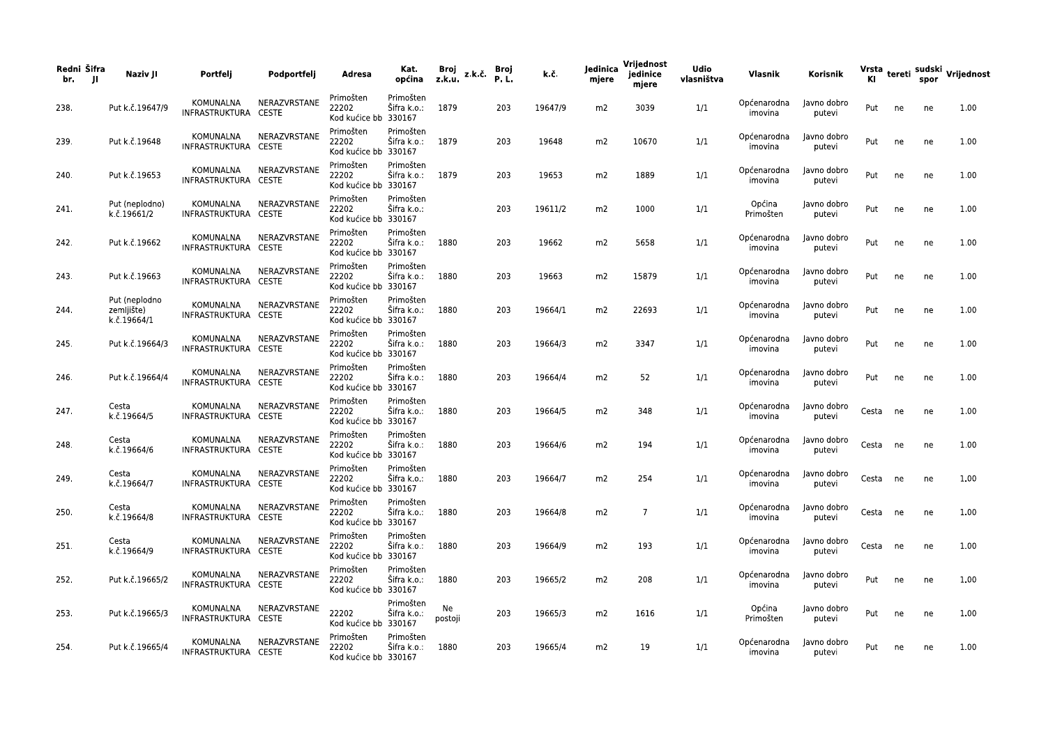| Redni br. | Šifra JI | Naziv JI | Portfelj | Podportfelj | Adresa | Kat. općina | Broj z.k.u. | z.k.č. | Broj P. L. | k.č. | Jedinica mjere | Vrijednost jedinice mjere | Udio vlasništva | Vlasnik | Korisnik | Vrsta KI | tereti | sudski spor | Vrijednost |
|---|---|---|---|---|---|---|---|---|---|---|---|---|---|---|---|---|---|---|---|
| 238. | | Put k.č.19647/9 | KOMUNALNA INFRASTRUKTURA | NERAZVRSTANE CESTE | Primošten 22202 Kod kućice bb | Primošten Šifra k.o.: 330167 | 1879 | | 203 | 19647/9 | m2 | 3039 | 1/1 | Općenarodna imovina | Javno dobro putevi | Put | ne | ne | 1.00 |
| 239. | | Put k.č.19648 | KOMUNALNA INFRASTRUKTURA | NERAZVRSTANE CESTE | Primošten 22202 Kod kućice bb | Primošten Šifra k.o.: 330167 | 1879 | | 203 | 19648 | m2 | 10670 | 1/1 | Općenarodna imovina | Javno dobro putevi | Put | ne | ne | 1.00 |
| 240. | | Put k.č.19653 | KOMUNALNA INFRASTRUKTURA | NERAZVRSTANE CESTE | Primošten 22202 Kod kućice bb | Primošten Šifra k.o.: 330167 | 1879 | | 203 | 19653 | m2 | 1889 | 1/1 | Općenarodna imovina | Javno dobro putevi | Put | ne | ne | 1.00 |
| 241. | | Put (neplodno) k.č.19661/2 | KOMUNALNA INFRASTRUKTURA | NERAZVRSTANE CESTE | Primošten 22202 Kod kućice bb | Primošten Šifra k.o.: 330167 | | | 203 | 19611/2 | m2 | 1000 | 1/1 | Općina Primošten | Javno dobro putevi | Put | ne | ne | 1.00 |
| 242. | | Put k.č.19662 | KOMUNALNA INFRASTRUKTURA | NERAZVRSTANE CESTE | Primošten 22202 Kod kućice bb | Primošten Šifra k.o.: 330167 | 1880 | | 203 | 19662 | m2 | 5658 | 1/1 | Općenarodna imovina | Javno dobro putevi | Put | ne | ne | 1.00 |
| 243. | | Put k.č.19663 | KOMUNALNA INFRASTRUKTURA | NERAZVRSTANE CESTE | Primošten 22202 Kod kućice bb | Primošten Šifra k.o.: 330167 | 1880 | | 203 | 19663 | m2 | 15879 | 1/1 | Općenarodna imovina | Javno dobro putevi | Put | ne | ne | 1.00 |
| 244. | | Put (neplodno zemljište) k.č.19664/1 | KOMUNALNA INFRASTRUKTURA | NERAZVRSTANE CESTE | Primošten 22202 Kod kućice bb | Primošten Šifra k.o.: 330167 | 1880 | | 203 | 19664/1 | m2 | 22693 | 1/1 | Općenarodna imovina | Javno dobro putevi | Put | ne | ne | 1.00 |
| 245. | | Put k.č.19664/3 | KOMUNALNA INFRASTRUKTURA | NERAZVRSTANE CESTE | Primošten 22202 Kod kućice bb | Primošten Šifra k.o.: 330167 | 1880 | | 203 | 19664/3 | m2 | 3347 | 1/1 | Općenarodna imovina | Javno dobro putevi | Put | ne | ne | 1.00 |
| 246. | | Put k.č.19664/4 | KOMUNALNA INFRASTRUKTURA | NERAZVRSTANE CESTE | Primošten 22202 Kod kućice bb | Primošten Šifra k.o.: 330167 | 1880 | | 203 | 19664/4 | m2 | 52 | 1/1 | Općenarodna imovina | Javno dobro putevi | Put | ne | ne | 1.00 |
| 247. | | Cesta k.č.19664/5 | KOMUNALNA INFRASTRUKTURA | NERAZVRSTANE CESTE | Primošten 22202 Kod kućice bb | Primošten Šifra k.o.: 330167 | 1880 | | 203 | 19664/5 | m2 | 348 | 1/1 | Općenarodna imovina | Javno dobro putevi | Cesta | ne | ne | 1.00 |
| 248. | | Cesta k.č.19664/6 | KOMUNALNA INFRASTRUKTURA | NERAZVRSTANE CESTE | Primošten 22202 Kod kućice bb | Primošten Šifra k.o.: 330167 | 1880 | | 203 | 19664/6 | m2 | 194 | 1/1 | Općenarodna imovina | Javno dobro putevi | Cesta | ne | ne | 1.00 |
| 249. | | Cesta k.č.19664/7 | KOMUNALNA INFRASTRUKTURA | NERAZVRSTANE CESTE | Primošten 22202 Kod kućice bb | Primošten Šifra k.o.: 330167 | 1880 | | 203 | 19664/7 | m2 | 254 | 1/1 | Općenarodna imovina | Javno dobro putevi | Cesta | ne | ne | 1.00 |
| 250. | | Cesta k.č.19664/8 | KOMUNALNA INFRASTRUKTURA | NERAZVRSTANE CESTE | Primošten 22202 Kod kućice bb | Primošten Šifra k.o.: 330167 | 1880 | | 203 | 19664/8 | m2 | 7 | 1/1 | Općenarodna imovina | Javno dobro putevi | Cesta | ne | ne | 1.00 |
| 251. | | Cesta k.č.19664/9 | KOMUNALNA INFRASTRUKTURA | NERAZVRSTANE CESTE | Primošten 22202 Kod kućice bb | Primošten Šifra k.o.: 330167 | 1880 | | 203 | 19664/9 | m2 | 193 | 1/1 | Općenarodna imovina | Javno dobro putevi | Cesta | ne | ne | 1.00 |
| 252. | | Put k.č.19665/2 | KOMUNALNA INFRASTRUKTURA | NERAZVRSTANE CESTE | Primošten 22202 Kod kućice bb | Primošten Šifra k.o.: 330167 | 1880 | | 203 | 19665/2 | m2 | 208 | 1/1 | Općenarodna imovina | Javno dobro putevi | Put | ne | ne | 1.00 |
| 253. | | Put k.č.19665/3 | KOMUNALNA INFRASTRUKTURA | NERAZVRSTANE CESTE | 22202 Kod kućice bb | Primošten Šifra k.o.: 330167 | Ne postoji | | 203 | 19665/3 | m2 | 1616 | 1/1 | Općina Primošten | Javno dobro putevi | Put | ne | ne | 1.00 |
| 254. | | Put k.č.19665/4 | KOMUNALNA INFRASTRUKTURA | NERAZVRSTANE CESTE | Primošten 22202 Kod kućice bb | Primošten Šifra k.o.: 330167 | 1880 | | 203 | 19665/4 | m2 | 19 | 1/1 | Općenarodna imovina | Javno dobro putevi | Put | ne | ne | 1.00 |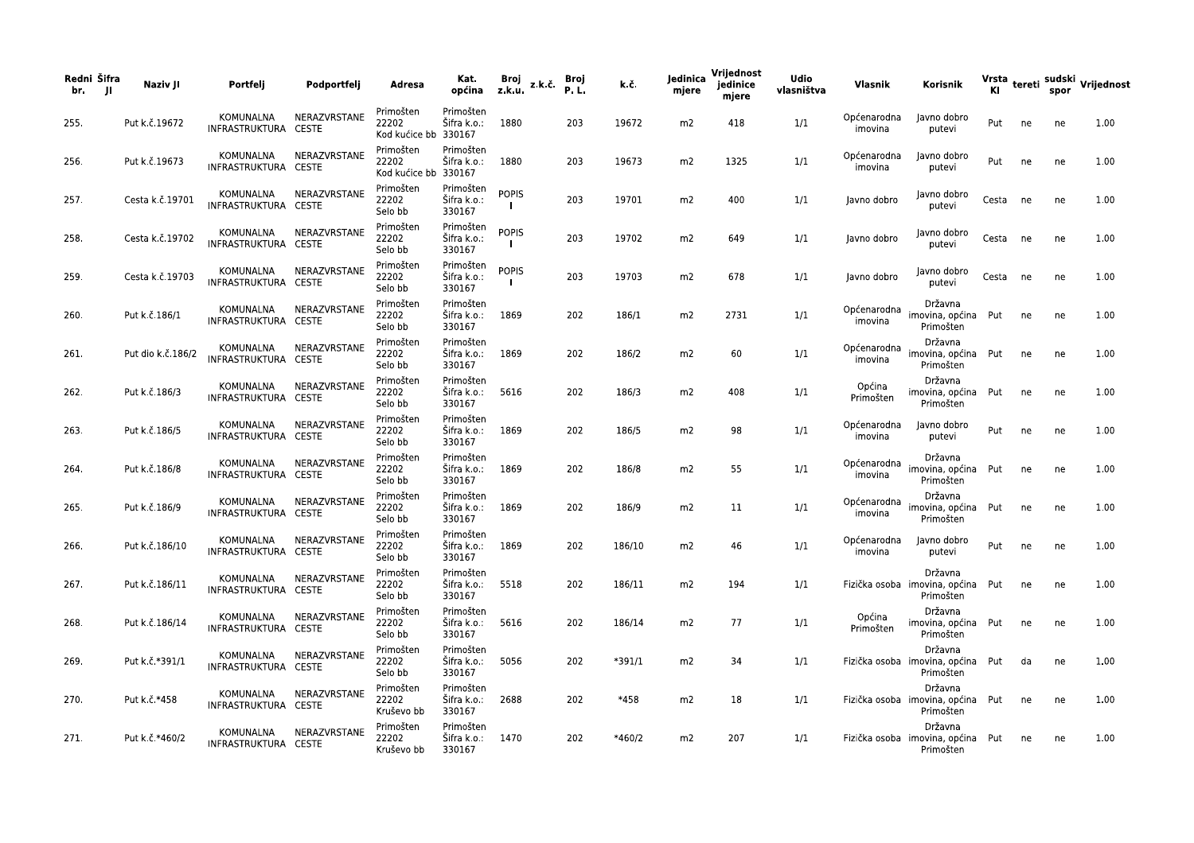| Redni br. | Šifra JI | Naziv JI | Portfelj | Podportfelj | Adresa | Kat. općina | Broj z.k.u. | z.k.č. | Broj P. L. | k.č. | Jedinica mjere | Vrijednost jedinice mjere | Udio vlasništva | Vlasnik | Korisnik | Vrsta KI | tereti | sudski spor | Vrijednost |
|---|---|---|---|---|---|---|---|---|---|---|---|---|---|---|---|---|---|---|---|
| 255. | | Put k.č.19672 | KOMUNALNA INFRASTRUKTURA | NERAZVRSTANE CESTE | Primošten 22202 Kod kućice bb | Primošten Šifra k.o.: 330167 | 1880 | | 203 | 19672 | m2 | 418 | 1/1 | Općenarodna imovina | Javno dobro putevi | Put | ne | ne | 1.00 |
| 256. | | Put k.č.19673 | KOMUNALNA INFRASTRUKTURA | NERAZVRSTANE CESTE | Primošten 22202 Kod kućice bb | Primošten Šifra k.o.: 330167 | 1880 | | 203 | 19673 | m2 | 1325 | 1/1 | Općenarodna imovina | Javno dobro putevi | Put | ne | ne | 1.00 |
| 257. | | Cesta k.č.19701 | KOMUNALNA INFRASTRUKTURA | NERAZVRSTANE CESTE | Primošten 22202 Selo bb | Primošten Šifra k.o.: 330167 | POPIS I | | 203 | 19701 | m2 | 400 | 1/1 | Javno dobro | Javno dobro putevi | Cesta | ne | ne | 1.00 |
| 258. | | Cesta k.č.19702 | KOMUNALNA INFRASTRUKTURA | NERAZVRSTANE CESTE | Primošten 22202 Selo bb | Primošten Šifra k.o.: 330167 | POPIS I | | 203 | 19702 | m2 | 649 | 1/1 | Javno dobro | Javno dobro putevi | Cesta | ne | ne | 1.00 |
| 259. | | Cesta k.č.19703 | KOMUNALNA INFRASTRUKTURA | NERAZVRSTANE CESTE | Primošten 22202 Selo bb | Primošten Šifra k.o.: 330167 | POPIS I | | 203 | 19703 | m2 | 678 | 1/1 | Javno dobro | Javno dobro putevi | Cesta | ne | ne | 1.00 |
| 260. | | Put k.č.186/1 | KOMUNALNA INFRASTRUKTURA | NERAZVRSTANE CESTE | Primošten 22202 Selo bb | Primošten Šifra k.o.: 330167 | 1869 | | 202 | 186/1 | m2 | 2731 | 1/1 | Općenarodna imovina | Državna imovina, općina Primošten | Put | ne | ne | 1.00 |
| 261. | | Put dio k.č.186/2 | KOMUNALNA INFRASTRUKTURA | NERAZVRSTANE CESTE | Primošten 22202 Selo bb | Primošten Šifra k.o.: 330167 | 1869 | | 202 | 186/2 | m2 | 60 | 1/1 | Općenarodna imovina | Državna imovina, općina Primošten | Put | ne | ne | 1.00 |
| 262. | | Put k.č.186/3 | KOMUNALNA INFRASTRUKTURA | NERAZVRSTANE CESTE | Primošten 22202 Selo bb | Primošten Šifra k.o.: 330167 | 5616 | | 202 | 186/3 | m2 | 408 | 1/1 | Općina Primošten | Državna imovina, općina Primošten | Put | ne | ne | 1.00 |
| 263. | | Put k.č.186/5 | KOMUNALNA INFRASTRUKTURA | NERAZVRSTANE CESTE | Primošten 22202 Selo bb | Primošten Šifra k.o.: 330167 | 1869 | | 202 | 186/5 | m2 | 98 | 1/1 | Općenarodna imovina | Javno dobro putevi | Put | ne | ne | 1.00 |
| 264. | | Put k.č.186/8 | KOMUNALNA INFRASTRUKTURA | NERAZVRSTANE CESTE | Primošten 22202 Selo bb | Primošten Šifra k.o.: 330167 | 1869 | | 202 | 186/8 | m2 | 55 | 1/1 | Općenarodna imovina | Državna imovina, općina Primošten | Put | ne | ne | 1.00 |
| 265. | | Put k.č.186/9 | KOMUNALNA INFRASTRUKTURA | NERAZVRSTANE CESTE | Primošten 22202 Selo bb | Primošten Šifra k.o.: 330167 | 1869 | | 202 | 186/9 | m2 | 11 | 1/1 | Općenarodna imovina | Državna imovina, općina Primošten | Put | ne | ne | 1.00 |
| 266. | | Put k.č.186/10 | KOMUNALNA INFRASTRUKTURA | NERAZVRSTANE CESTE | Primošten 22202 Selo bb | Primošten Šifra k.o.: 330167 | 1869 | | 202 | 186/10 | m2 | 46 | 1/1 | Općenarodna imovina | Javno dobro putevi | Put | ne | ne | 1.00 |
| 267. | | Put k.č.186/11 | KOMUNALNA INFRASTRUKTURA | NERAZVRSTANE CESTE | Primošten 22202 Selo bb | Primošten Šifra k.o.: 330167 | 5518 | | 202 | 186/11 | m2 | 194 | 1/1 | Fizička osoba | Državna imovina, općina Primošten | Put | ne | ne | 1.00 |
| 268. | | Put k.č.186/14 | KOMUNALNA INFRASTRUKTURA | NERAZVRSTANE CESTE | Primošten 22202 Selo bb | Primošten Šifra k.o.: 330167 | 5616 | | 202 | 186/14 | m2 | 77 | 1/1 | Općina Primošten | Državna imovina, općina Primošten | Put | ne | ne | 1.00 |
| 269. | | Put k.č.*391/1 | KOMUNALNA INFRASTRUKTURA | NERAZVRSTANE CESTE | Primošten 22202 Selo bb | Primošten Šifra k.o.: 330167 | 5056 | | 202 | *391/1 | m2 | 34 | 1/1 | Fizička osoba | Državna imovina, općina Primošten | Put | da | ne | 1.00 |
| 270. | | Put k.č.*458 | KOMUNALNA INFRASTRUKTURA | NERAZVRSTANE CESTE | Primošten 22202 Kruševo bb | Primošten Šifra k.o.: 330167 | 2688 | | 202 | *458 | m2 | 18 | 1/1 | Fizička osoba | Državna imovina, općina Primošten | Put | ne | ne | 1.00 |
| 271. | | Put k.č.*460/2 | KOMUNALNA INFRASTRUKTURA | NERAZVRSTANE CESTE | Primošten 22202 Kruševo bb | Primošten Šifra k.o.: 330167 | 1470 | | 202 | *460/2 | m2 | 207 | 1/1 | Fizička osoba | Državna imovina, općina Primošten | Put | ne | ne | 1.00 |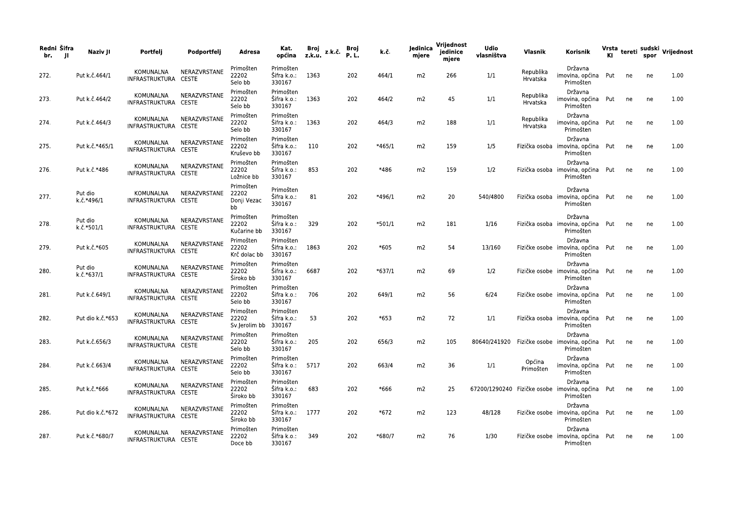| Redni br. | Šifra JI | Naziv JI | Portfelj | Podportfelj | Adresa | Kat. općina | Broj z.k.u. | z.k.č. | Broj P. L. | k.č. | Jedinica mjere | Vrijednost jedinice mjere | Udio vlasništva | Vlasnik | Korisnik | Vrsta KI | tereti | sudski spor | Vrijednost |
|---|---|---|---|---|---|---|---|---|---|---|---|---|---|---|---|---|---|---|---|
| 272. | | Put k.č.464/1 | KOMUNALNA INFRASTRUKTURA | NERAZVRSTANE CESTE | Primošten 22202 Selo bb | Primošten Šifra k.o.: 330167 | 1363 | | 202 | 464/1 | m2 | 266 | 1/1 | Republika Hrvatska | Državna imovina, općina Primošten | Put | ne | ne | 1.00 |
| 273. | | Put k.č.464/2 | KOMUNALNA INFRASTRUKTURA | NERAZVRSTANE CESTE | Primošten 22202 Selo bb | Primošten Šifra k.o.: 330167 | 1363 | | 202 | 464/2 | m2 | 45 | 1/1 | Republika Hrvatska | Državna imovina, općina Primošten | Put | ne | ne | 1.00 |
| 274. | | Put k.č.464/3 | KOMUNALNA INFRASTRUKTURA | NERAZVRSTANE CESTE | Primošten 22202 Selo bb | Primošten Šifra k.o.: 330167 | 1363 | | 202 | 464/3 | m2 | 188 | 1/1 | Republika Hrvatska | Državna imovina, općina Primošten | Put | ne | ne | 1.00 |
| 275. | | Put k.č.*465/1 | KOMUNALNA INFRASTRUKTURA | NERAZVRSTANE CESTE | Primošten 22202 Kruševo bb | Primošten Šifra k.o.: 330167 | 110 | | 202 | *465/1 | m2 | 159 | 1/5 | Fizička osoba | Državna imovina, općina Primošten | Put | ne | ne | 1.00 |
| 276. | | Put k.č.*486 | KOMUNALNA INFRASTRUKTURA | NERAZVRSTANE CESTE | Primošten 22202 Ložnice bb | Primošten Šifra k.o.: 330167 | 853 | | 202 | *486 | m2 | 159 | 1/2 | Fizička osoba | Državna imovina, općina Primošten | Put | ne | ne | 1.00 |
| 277. | | Put dio k.č.*496/1 | KOMUNALNA INFRASTRUKTURA | NERAZVRSTANE CESTE | Primošten 22202 Donji Vezac bb | Primošten Šifra k.o.: 330167 | 81 | | 202 | *496/1 | m2 | 20 | 540/4800 | Fizička osoba | Državna imovina, općina Primošten | Put | ne | ne | 1.00 |
| 278. | | Put dio k.č.*501/1 | KOMUNALNA INFRASTRUKTURA | NERAZVRSTANE CESTE | Primošten 22202 Kučarine bb | Primošten Šifra k.o.: 330167 | 329 | | 202 | *501/1 | m2 | 181 | 1/16 | Fizička osoba | Državna imovina, općina Primošten | Put | ne | ne | 1.00 |
| 279. | | Put k.č.*605 | KOMUNALNA INFRASTRUKTURA | NERAZVRSTANE CESTE | Primošten 22202 Krč dolac bb | Primošten Šifra k.o.: 330167 | 1863 | | 202 | *605 | m2 | 54 | 13/160 | Fizičke osobe | Državna imovina, općina Primošten | Put | ne | ne | 1.00 |
| 280. | | Put dio k.č.*637/1 | KOMUNALNA INFRASTRUKTURA | NERAZVRSTANE CESTE | Primošten 22202 Široko bb | Primošten Šifra k.o.: 330167 | 6687 | | 202 | *637/1 | m2 | 69 | 1/2 | Fizičke osobe | Državna imovina, općina Primošten | Put | ne | ne | 1.00 |
| 281. | | Put k.č.649/1 | KOMUNALNA INFRASTRUKTURA | NERAZVRSTANE CESTE | Primošten 22202 Selo bb | Primošten Šifra k.o.: 330167 | 706 | | 202 | 649/1 | m2 | 56 | 6/24 | Fizičke osobe | Državna imovina, općina Primošten | Put | ne | ne | 1.00 |
| 282. | | Put dio k.č.*653 | KOMUNALNA INFRASTRUKTURA | NERAZVRSTANE CESTE | Primošten 22202 Sv.Jerolim bb | Primošten Šifra k.o.: 330167 | 53 | | 202 | *653 | m2 | 72 | 1/1 | Fizička osoba | Državna imovina, općina Primošten | Put | ne | ne | 1.00 |
| 283. | | Put k.č.656/3 | KOMUNALNA INFRASTRUKTURA | NERAZVRSTANE CESTE | Primošten 22202 Selo bb | Primošten Šifra k.o.: 330167 | 205 | | 202 | 656/3 | m2 | 105 | 80640/241920 | Fizičke osobe | Državna imovina, općina Primošten | Put | ne | ne | 1.00 |
| 284. | | Put k.č.663/4 | KOMUNALNA INFRASTRUKTURA | NERAZVRSTANE CESTE | Primošten 22202 Selo bb | Primošten Šifra k.o.: 330167 | 5717 | | 202 | 663/4 | m2 | 36 | 1/1 | Općina Primošten | Državna imovina, općina Primošten | Put | ne | ne | 1.00 |
| 285. | | Put k.č.*666 | KOMUNALNA INFRASTRUKTURA | NERAZVRSTANE CESTE | Primošten 22202 Široko bb | Primošten Šifra k.o.: 330167 | 683 | | 202 | *666 | m2 | 25 | 67200/1290240 | Fizičke osobe | Državna imovina, općina Primošten | Put | ne | ne | 1.00 |
| 286. | | Put dio k.č.*672 | KOMUNALNA INFRASTRUKTURA | NERAZVRSTANE CESTE | Primošten 22202 Široko bb | Primošten Šifra k.o.: 330167 | 1777 | | 202 | *672 | m2 | 123 | 48/128 | Fizičke osobe | Državna imovina, općina Primošten | Put | ne | ne | 1.00 |
| 287. | | Put k.č.*680/7 | KOMUNALNA INFRASTRUKTURA | NERAZVRSTANE CESTE | Primošten 22202 Doce bb | Primošten Šifra k.o.: 330167 | 349 | | 202 | *680/7 | m2 | 76 | 1/30 | Fizičke osobe | Državna imovina, općina Primošten | Put | ne | ne | 1.00 |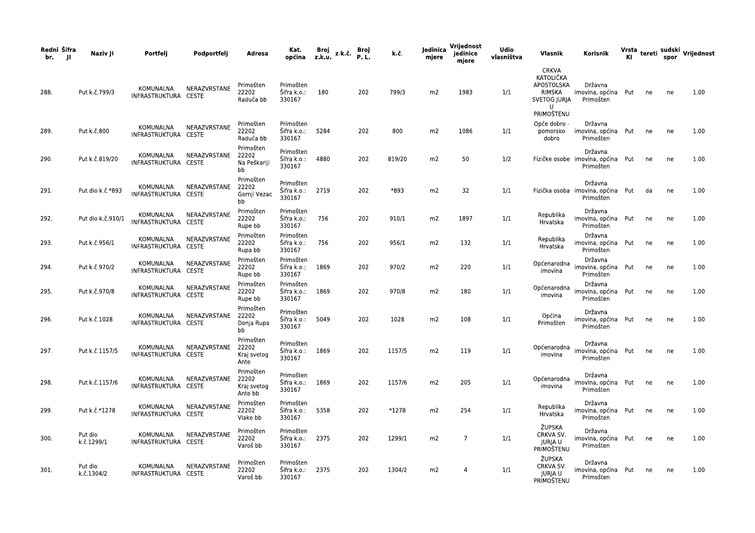| Redni br. | Šifra JI | Naziv JI | Portfelj | Podportfelj | Adresa | Kat. općina | Broj z.k.u. | z.k.č. | Broj P. L. | k.č. | Jedinica mjere | Vrijednost jedinice mjere | Udio vlasništva | Vlasnik | Korisnik | Vrsta KI | tereti | sudski spor | Vrijednost |
|---|---|---|---|---|---|---|---|---|---|---|---|---|---|---|---|---|---|---|---|
| 288. | | Put k.č.799/3 | KOMUNALNA INFRASTRUKTURA | NERAZVRSTANE CESTE | Primošten 22202 Raduća bb | Primošten Šifra k.o.: 330167 | 180 | | 202 | 799/3 | m2 | 1983 | 1/1 | CRKVA KATOLIČKA APOSTOLSKA RIMSKA SVETOG JURJA U PRIMOŠTENU | Državna imovina, općina Primošten | Put | ne | ne | 1.00 |
| 289. | | Put k.č.800 | KOMUNALNA INFRASTRUKTURA | NERAZVRSTANE CESTE | Primošten 22202 Raduća bb | Primošten Šifra k.o.: 330167 | 5284 | | 202 | 800 | m2 | 1086 | 1/1 | Opće dobro - pomorsko dobro | Državna imovina, općina Primošten | Put | ne | ne | 1.00 |
| 290. | | Put k.č.819/20 | KOMUNALNA INFRASTRUKTURA | NERAZVRSTANE CESTE | Primošten 22202 Na Peškariji bb | Primošten Šifra k.o.: 330167 | 4880 | | 202 | 819/20 | m2 | 50 | 1/2 | Fizičke osobe | Državna imovina, općina Primošten | Put | ne | ne | 1.00 |
| 291. | | Put dio k.č.*893 | KOMUNALNA INFRASTRUKTURA | NERAZVRSTANE CESTE | Primošten 22202 Gornji Vezac bb | Primošten Šifra k.o.: 330167 | 2719 | | 202 | *893 | m2 | 32 | 1/1 | Fizička osoba | Državna imovina, općina Primošten | Put | da | ne | 1.00 |
| 292. | | Put dio k.č.910/1 | KOMUNALNA INFRASTRUKTURA | NERAZVRSTANE CESTE | Primošten 22202 Rupe bb | Primošten Šifra k.o.: 330167 | 756 | | 202 | 910/1 | m2 | 1897 | 1/1 | Republika Hrvatska | Državna imovina, općina Primošten | Put | ne | ne | 1.00 |
| 293. | | Put k.č.956/1 | KOMUNALNA INFRASTRUKTURA | NERAZVRSTANE CESTE | Primošten 22202 Rupa bb | Primošten Šifra k.o.: 330167 | 756 | | 202 | 956/1 | m2 | 132 | 1/1 | Republika Hrvatska | Državna imovina, općina Primošten | Put | ne | ne | 1.00 |
| 294. | | Put k.č.970/2 | KOMUNALNA INFRASTRUKTURA | NERAZVRSTANE CESTE | Primošten 22202 Rupe bb | Primošten Šifra k.o.: 330167 | 1869 | | 202 | 970/2 | m2 | 220 | 1/1 | Općenarodna imovina | Državna imovina, općina Primošten | Put | ne | ne | 1.00 |
| 295. | | Put k.č.970/8 | KOMUNALNA INFRASTRUKTURA | NERAZVRSTANE CESTE | Primošten 22202 Rupe bb | Primošten Šifra k.o.: 330167 | 1869 | | 202 | 970/8 | m2 | 180 | 1/1 | Općenarodna imovina | Državna imovina, općina Primošten | Put | ne | ne | 1.00 |
| 296. | | Put k.č.1028 | KOMUNALNA INFRASTRUKTURA | NERAZVRSTANE CESTE | Primošten 22202 Donja Rupa bb | Primošten Šifra k.o.: 330167 | 5049 | | 202 | 1028 | m2 | 108 | 1/1 | Općina Primošten | Državna imovina, općina Primošten | Put | ne | ne | 1.00 |
| 297. | | Put k.č.1157/5 | KOMUNALNA INFRASTRUKTURA | NERAZVRSTANE CESTE | Primošten 22202 Kraj svetog Ante | Primošten Šifra k.o.: 330167 | 1869 | | 202 | 1157/5 | m2 | 119 | 1/1 | Općenarodna imovina | Državna imovina, općina Primošten | Put | ne | ne | 1.00 |
| 298. | | Put k.č.1157/6 | KOMUNALNA INFRASTRUKTURA | NERAZVRSTANE CESTE | Primošten 22202 Kraj svetog Ante bb | Primošten Šifra k.o.: 330167 | 1869 | | 202 | 1157/6 | m2 | 205 | 1/1 | Općenarodna imovina | Državna imovina, općina Primošten | Put | ne | ne | 1.00 |
| 299. | | Put k.č.*1278 | KOMUNALNA INFRASTRUKTURA | NERAZVRSTANE CESTE | Primošten 22202 Vlake bb | Primošten Šifra k.o.: 330167 | 5358 | | 202 | *1278 | m2 | 254 | 1/1 | Republika Hrvatska | Državna imovina, općina Primošten | Put | ne | ne | 1.00 |
| 300. | | Put dio k.č.1299/1 | KOMUNALNA INFRASTRUKTURA | NERAZVRSTANE CESTE | Primošten 22202 Varoš bb | Primošten Šifra k.o.: 330167 | 2375 | | 202 | 1299/1 | m2 | 7 | 1/1 | ŽUPSKA CRKVA SV. JURJA U PRIMOŠTENU | Državna imovina, općina Primošten | Put | ne | ne | 1.00 |
| 301. | | Put dio k.č.1304/2 | KOMUNALNA INFRASTRUKTURA | NERAZVRSTANE CESTE | Primošten 22202 Varoš bb | Primošten Šifra k.o.: 330167 | 2375 | | 202 | 1304/2 | m2 | 4 | 1/1 | ŽUPSKA CRKVA SV. JURJA U PRIMOŠTENU | Državna imovina, općina Primošten | Put | ne | ne | 1.00 |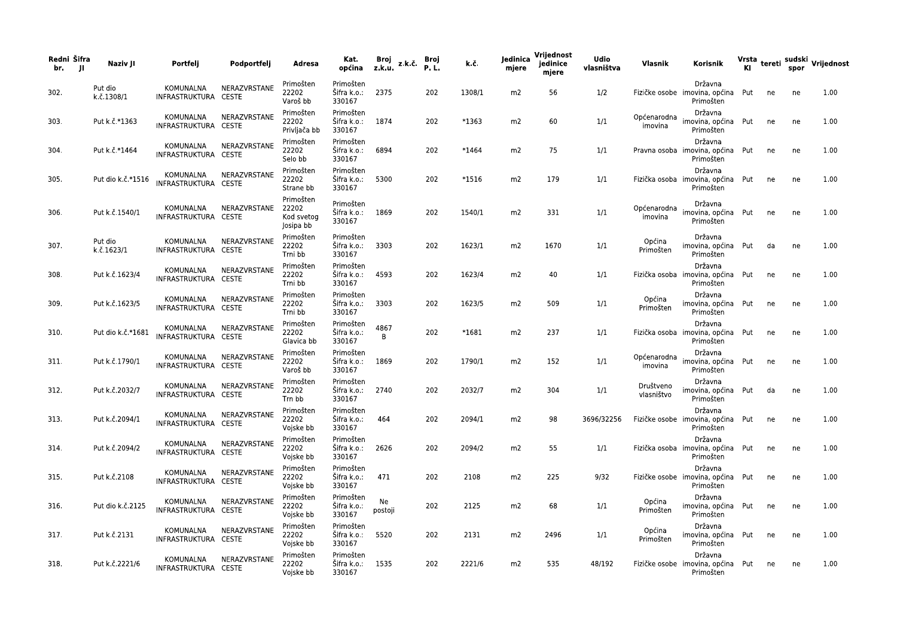| Redni br. | Šifra JI | Naziv JI | Portfelj | Podportfelj | Adresa | Kat. općina | Broj z.k.u. | z.k.č. | Broj P. L. | k.č. | Jedinica mjere | Vrijednost jedinice mjere | Udio vlasništva | Vlasnik | Korisnik | Vrsta KI | tereti | sudski spor | Vrijednost |
|---|---|---|---|---|---|---|---|---|---|---|---|---|---|---|---|---|---|---|---|
| 302. | | Put dio k.č.1308/1 | KOMUNALNA INFRASTRUKTURA | NERAZVRSTANE CESTE | Primošten 22202 Varoš bb | Primošten Šifra k.o.: 330167 | 2375 | | 202 | 1308/1 | m2 | 56 | 1/2 | Fizičke osobe | Državna imovina, općina Primošten | Put | ne | ne | 1.00 |
| 303. | | Put k.č.*1363 | KOMUNALNA INFRASTRUKTURA | NERAZVRSTANE CESTE | Primošten 22202 Privljača bb | Primošten Šifra k.o.: 330167 | 1874 | | 202 | *1363 | m2 | 60 | 1/1 | Općenarodna imovina | Državna imovina, općina Primošten | Put | ne | ne | 1.00 |
| 304. | | Put k.č.*1464 | KOMUNALNA INFRASTRUKTURA | NERAZVRSTANE CESTE | Primošten 22202 Selo bb | Primošten Šifra k.o.: 330167 | 6894 | | 202 | *1464 | m2 | 75 | 1/1 | Pravna osoba | Državna imovina, općina Primošten | Put | ne | ne | 1.00 |
| 305. | | Put dio k.č.*1516 | KOMUNALNA INFRASTRUKTURA | NERAZVRSTANE CESTE | Primošten 22202 Strane bb | Primošten Šifra k.o.: 330167 | 5300 | | 202 | *1516 | m2 | 179 | 1/1 | Fizička osoba | Državna imovina, općina Primošten | Put | ne | ne | 1.00 |
| 306. | | Put k.č.1540/1 | KOMUNALNA INFRASTRUKTURA | NERAZVRSTANE CESTE | Primošten 22202 Kod svetog Josipa bb | Primošten Šifra k.o.: 330167 | 1869 | | 202 | 1540/1 | m2 | 331 | 1/1 | Općenarodna imovina | Državna imovina, općina Primošten | Put | ne | ne | 1.00 |
| 307. | | Put dio k.č.1623/1 | KOMUNALNA INFRASTRUKTURA | NERAZVRSTANE CESTE | Primošten 22202 Trni bb | Primošten Šifra k.o.: 330167 | 3303 | | 202 | 1623/1 | m2 | 1670 | 1/1 | Općina Primošten | Državna imovina, općina Primošten | Put | da | ne | 1.00 |
| 308. | | Put k.č.1623/4 | KOMUNALNA INFRASTRUKTURA | NERAZVRSTANE CESTE | Primošten 22202 Trni bb | Primošten Šifra k.o.: 330167 | 4593 | | 202 | 1623/4 | m2 | 40 | 1/1 | Fizička osoba | Državna imovina, općina Primošten | Put | ne | ne | 1.00 |
| 309. | | Put k.č.1623/5 | KOMUNALNA INFRASTRUKTURA | NERAZVRSTANE CESTE | Primošten 22202 Trni bb | Primošten Šifra k.o.: 330167 | 3303 | | 202 | 1623/5 | m2 | 509 | 1/1 | Općina Primošten | Državna imovina, općina Primošten | Put | ne | ne | 1.00 |
| 310. | | Put dio k.č.*1681 | KOMUNALNA INFRASTRUKTURA | NERAZVRSTANE CESTE | Primošten 22202 Glavica bb | Primošten Šifra k.o.: 330167 | 4867 B | | 202 | *1681 | m2 | 237 | 1/1 | Fizička osoba | Državna imovina, općina Primošten | Put | ne | ne | 1.00 |
| 311. | | Put k.č.1790/1 | KOMUNALNA INFRASTRUKTURA | NERAZVRSTANE CESTE | Primošten 22202 Varoš bb | Primošten Šifra k.o.: 330167 | 1869 | | 202 | 1790/1 | m2 | 152 | 1/1 | Općenarodna imovina | Državna imovina, općina Primošten | Put | ne | ne | 1.00 |
| 312. | | Put k.č.2032/7 | KOMUNALNA INFRASTRUKTURA | NERAZVRSTANE CESTE | Primošten 22202 Trn bb | Primošten Šifra k.o.: 330167 | 2740 | | 202 | 2032/7 | m2 | 304 | 1/1 | Društveno vlasništvo | Državna imovina, općina Primošten | Put | da | ne | 1.00 |
| 313. | | Put k.č.2094/1 | KOMUNALNA INFRASTRUKTURA | NERAZVRSTANE CESTE | Primošten 22202 Vojske bb | Primošten Šifra k.o.: 330167 | 464 | | 202 | 2094/1 | m2 | 98 | 3696/32256 | Fizičke osobe | Državna imovina, općina Primošten | Put | ne | ne | 1.00 |
| 314. | | Put k.č.2094/2 | KOMUNALNA INFRASTRUKTURA | NERAZVRSTANE CESTE | Primošten 22202 Vojske bb | Primošten Šifra k.o.: 330167 | 2626 | | 202 | 2094/2 | m2 | 55 | 1/1 | Fizička osoba | Državna imovina, općina Primošten | Put | ne | ne | 1.00 |
| 315. | | Put k.č.2108 | KOMUNALNA INFRASTRUKTURA | NERAZVRSTANE CESTE | Primošten 22202 Vojske bb | Primošten Šifra k.o.: 330167 | 471 | | 202 | 2108 | m2 | 225 | 9/32 | Fizičke osobe | Državna imovina, općina Primošten | Put | ne | ne | 1.00 |
| 316. | | Put dio k.č.2125 | KOMUNALNA INFRASTRUKTURA | NERAZVRSTANE CESTE | Primošten 22202 Vojske bb | Primošten Šifra k.o.: 330167 | Ne postoji | | 202 | 2125 | m2 | 68 | 1/1 | Općina Primošten | Državna imovina, općina Primošten | Put | ne | ne | 1.00 |
| 317. | | Put k.č.2131 | KOMUNALNA INFRASTRUKTURA | NERAZVRSTANE CESTE | Primošten 22202 Vojske bb | Primošten Šifra k.o.: 330167 | 5520 | | 202 | 2131 | m2 | 2496 | 1/1 | Općina Primošten | Državna imovina, općina Primošten | Put | ne | ne | 1.00 |
| 318. | | Put k.č.2221/6 | KOMUNALNA INFRASTRUKTURA | NERAZVRSTANE CESTE | Primošten 22202 Vojske bb | Primošten Šifra k.o.: 330167 | 1535 | | 202 | 2221/6 | m2 | 535 | 48/192 | Fizičke osobe | Državna imovina, općina Primošten | Put | ne | ne | 1.00 |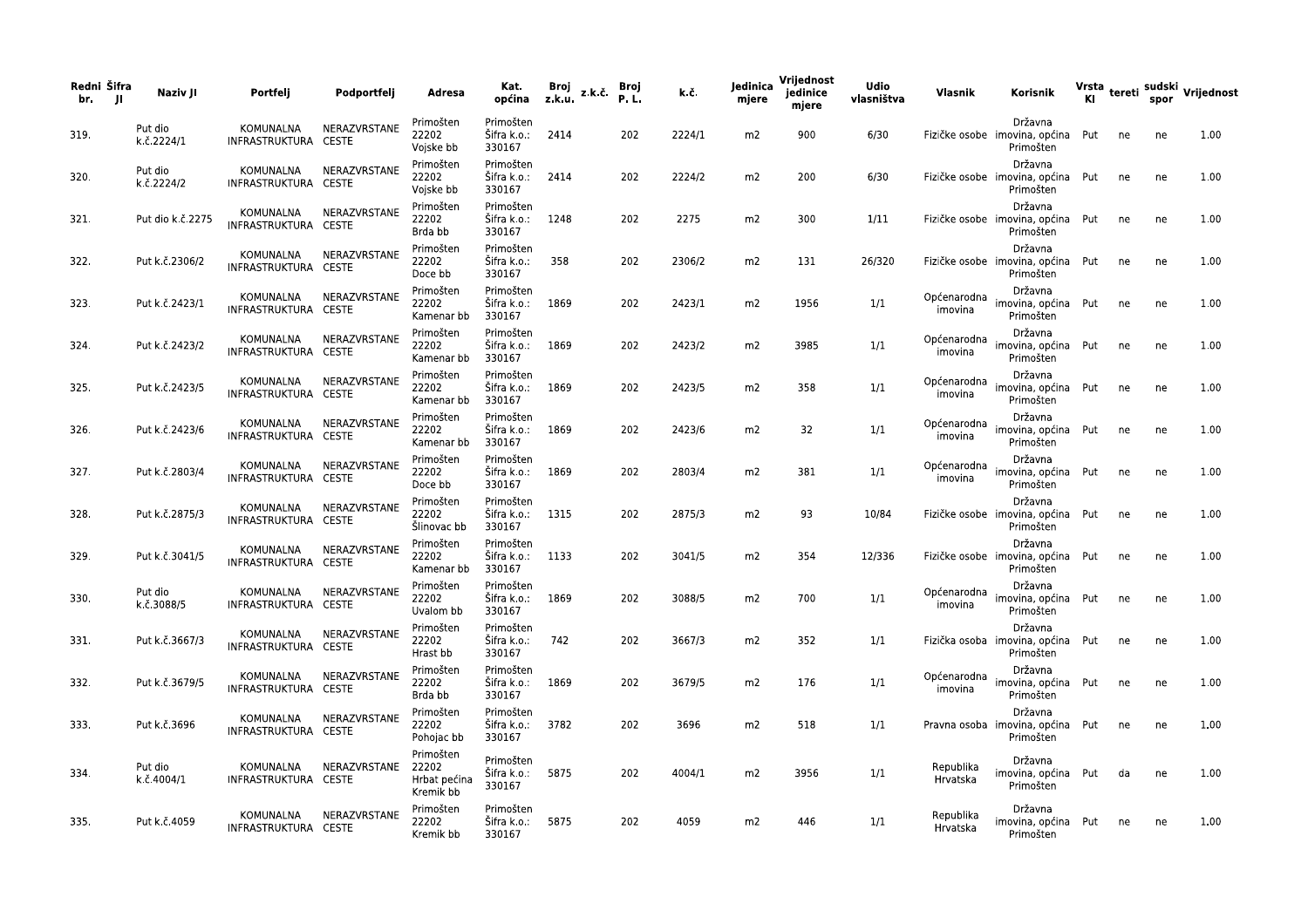| Redni br. | Šifra JI | Naziv JI | Portfelj | Podportfelj | Adresa | Kat. općina | Broj z.k.u. | z.k.č. | Broj P. L. | k.č. | Jedinica mjere | Vrijednost jedinice mjere | Udio vlasništva | Vlasnik | Korisnik | Vrsta KI | tereti | sudski spor | Vrijednost |
|---|---|---|---|---|---|---|---|---|---|---|---|---|---|---|---|---|---|---|---|
| 319. | | Put dio k.č.2224/1 | KOMUNALNA INFRASTRUKTURA | NERAZVRSTANE CESTE | Primošten 22202 Vojske bb | Primošten Šifra k.o.: 330167 | 2414 | | 202 | 2224/1 | m2 | 900 | 6/30 | Fizičke osobe | Državna imovina, općina Primošten | Put | ne | ne | 1.00 |
| 320. | | Put dio k.č.2224/2 | KOMUNALNA INFRASTRUKTURA | NERAZVRSTANE CESTE | Primošten 22202 Vojske bb | Primošten Šifra k.o.: 330167 | 2414 | | 202 | 2224/2 | m2 | 200 | 6/30 | Fizičke osobe | Državna imovina, općina Primošten | Put | ne | ne | 1.00 |
| 321. | | Put dio k.č.2275 | KOMUNALNA INFRASTRUKTURA | NERAZVRSTANE CESTE | Primošten 22202 Brda bb | Primošten Šifra k.o.: 330167 | 1248 | | 202 | 2275 | m2 | 300 | 1/11 | Fizičke osobe | Državna imovina, općina Primošten | Put | ne | ne | 1.00 |
| 322. | | Put k.č.2306/2 | KOMUNALNA INFRASTRUKTURA | NERAZVRSTANE CESTE | Primošten 22202 Doce bb | Primošten Šifra k.o.: 330167 | 358 | | 202 | 2306/2 | m2 | 131 | 26/320 | Fizičke osobe | Državna imovina, općina Primošten | Put | ne | ne | 1.00 |
| 323. | | Put k.č.2423/1 | KOMUNALNA INFRASTRUKTURA | NERAZVRSTANE CESTE | Primošten 22202 Kamenar bb | Primošten Šifra k.o.: 330167 | 1869 | | 202 | 2423/1 | m2 | 1956 | 1/1 | Općenarodna imovina | Državna imovina, općina Primošten | Put | ne | ne | 1.00 |
| 324. | | Put k.č.2423/2 | KOMUNALNA INFRASTRUKTURA | NERAZVRSTANE CESTE | Primošten 22202 Kamenar bb | Primošten Šifra k.o.: 330167 | 1869 | | 202 | 2423/2 | m2 | 3985 | 1/1 | Općenarodna imovina | Državna imovina, općina Primošten | Put | ne | ne | 1.00 |
| 325. | | Put k.č.2423/5 | KOMUNALNA INFRASTRUKTURA | NERAZVRSTANE CESTE | Primošten 22202 Kamenar bb | Primošten Šifra k.o.: 330167 | 1869 | | 202 | 2423/5 | m2 | 358 | 1/1 | Općenarodna imovina | Državna imovina, općina Primošten | Put | ne | ne | 1.00 |
| 326. | | Put k.č.2423/6 | KOMUNALNA INFRASTRUKTURA | NERAZVRSTANE CESTE | Primošten 22202 Kamenar bb | Primošten Šifra k.o.: 330167 | 1869 | | 202 | 2423/6 | m2 | 32 | 1/1 | Općenarodna imovina | Državna imovina, općina Primošten | Put | ne | ne | 1.00 |
| 327. | | Put k.č.2803/4 | KOMUNALNA INFRASTRUKTURA | NERAZVRSTANE CESTE | Primošten 22202 Doce bb | Primošten Šifra k.o.: 330167 | 1869 | | 202 | 2803/4 | m2 | 381 | 1/1 | Općenarodna imovina | Državna imovina, općina Primošten | Put | ne | ne | 1.00 |
| 328. | | Put k.č.2875/3 | KOMUNALNA INFRASTRUKTURA | NERAZVRSTANE CESTE | Primošten 22202 Šlinovac bb | Primošten Šifra k.o.: 330167 | 1315 | | 202 | 2875/3 | m2 | 93 | 10/84 | Fizičke osobe | Državna imovina, općina Primošten | Put | ne | ne | 1.00 |
| 329. | | Put k.č.3041/5 | KOMUNALNA INFRASTRUKTURA | NERAZVRSTANE CESTE | Primošten 22202 Kamenar bb | Primošten Šifra k.o.: 330167 | 1133 | | 202 | 3041/5 | m2 | 354 | 12/336 | Fizičke osobe | Državna imovina, općina Primošten | Put | ne | ne | 1.00 |
| 330. | | Put dio k.č.3088/5 | KOMUNALNA INFRASTRUKTURA | NERAZVRSTANE CESTE | Primošten 22202 Uvalom bb | Primošten Šifra k.o.: 330167 | 1869 | | 202 | 3088/5 | m2 | 700 | 1/1 | Općenarodna imovina | Državna imovina, općina Primošten | Put | ne | ne | 1.00 |
| 331. | | Put k.č.3667/3 | KOMUNALNA INFRASTRUKTURA | NERAZVRSTANE CESTE | Primošten 22202 Hrast bb | Primošten Šifra k.o.: 330167 | 742 | | 202 | 3667/3 | m2 | 352 | 1/1 | Fizička osoba | Državna imovina, općina Primošten | Put | ne | ne | 1.00 |
| 332. | | Put k.č.3679/5 | KOMUNALNA INFRASTRUKTURA | NERAZVRSTANE CESTE | Primošten 22202 Brda bb | Primošten Šifra k.o.: 330167 | 1869 | | 202 | 3679/5 | m2 | 176 | 1/1 | Općenarodna imovina | Državna imovina, općina Primošten | Put | ne | ne | 1.00 |
| 333. | | Put k.č.3696 | KOMUNALNA INFRASTRUKTURA | NERAZVRSTANE CESTE | Primošten 22202 Pohojac bb | Primošten Šifra k.o.: 330167 | 3782 | | 202 | 3696 | m2 | 518 | 1/1 | Pravna osoba | Državna imovina, općina Primošten | Put | ne | ne | 1.00 |
| 334. | | Put dio k.č.4004/1 | KOMUNALNA INFRASTRUKTURA | NERAZVRSTANE CESTE | Primošten 22202 Hrbat pećina Kremik bb | Primošten Šifra k.o.: 330167 | 5875 | | 202 | 4004/1 | m2 | 3956 | 1/1 | Republika Hrvatska | Državna imovina, općina Primošten | Put | da | ne | 1.00 |
| 335. | | Put k.č.4059 | KOMUNALNA INFRASTRUKTURA | NERAZVRSTANE CESTE | Primošten 22202 Kremik bb | Primošten Šifra k.o.: 330167 | 5875 | | 202 | 4059 | m2 | 446 | 1/1 | Republika Hrvatska | Državna imovina, općina Primošten | Put | ne | ne | 1.00 |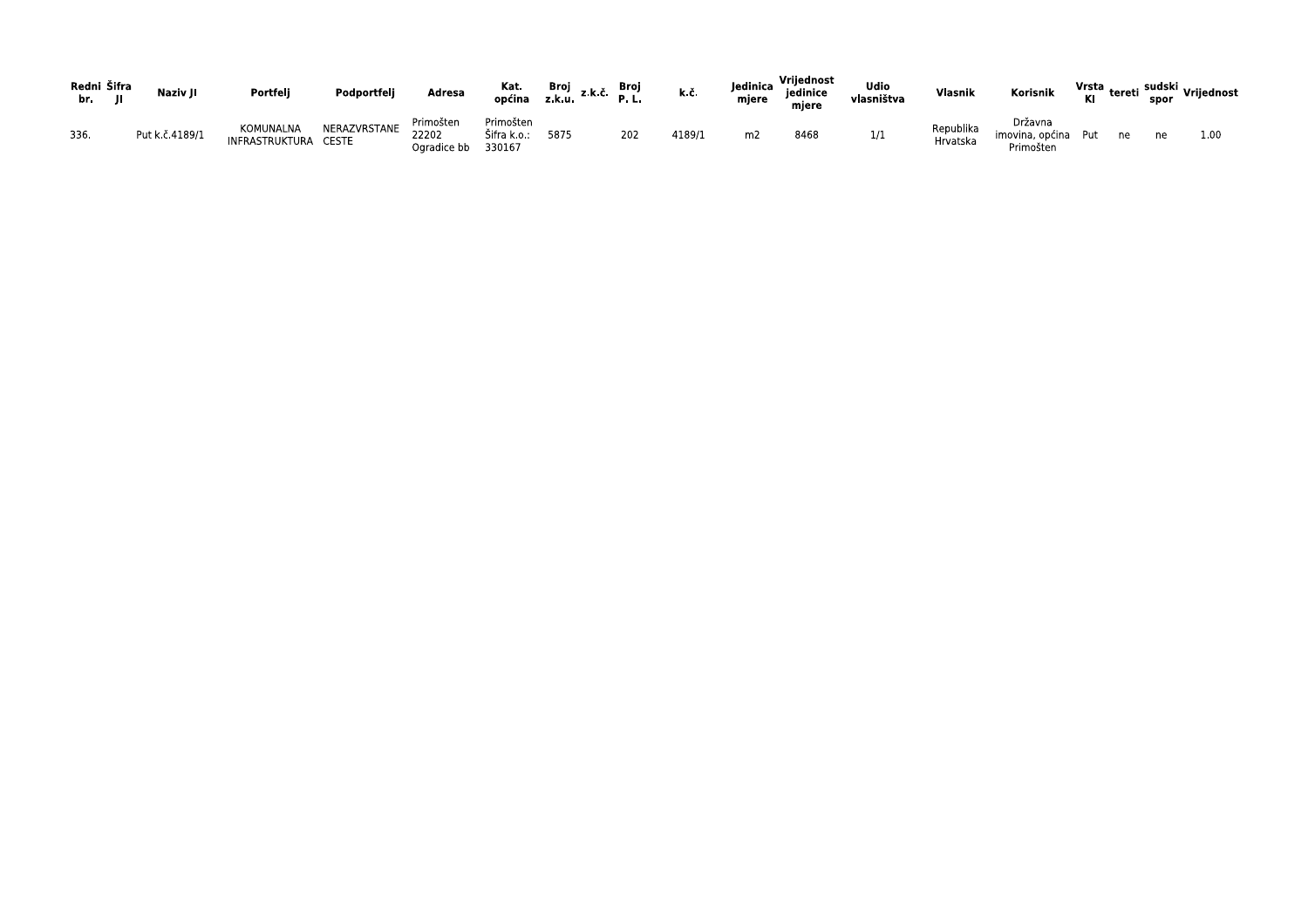| Redni br. | Šifra JI | Naziv JI | Portfelj | Podportfelj | Adresa | Kat. općina | Broj z.k.u. | z.k.č. | Broj P. L. | k.č. | Jedinica mjere | Vrijednost jedinice mjere | Udio vlasništva | Vlasnik | Korisnik | Vrsta KI | tereti | sudski spor | Vrijednost |
|---|---|---|---|---|---|---|---|---|---|---|---|---|---|---|---|---|---|---|---|
| 336. | | Put k.č.4189/1 | KOMUNALNA INFRASTRUKTURA | NERAZVRSTANE CESTE | Primošten 22202 Ogradice bb | Primošten Šifra k.o.: 330167 | 5875 | | 202 | 4189/1 | m2 | 8468 | 1/1 | Republika Hrvatska | Državna imovina, općina Primošten | Put | ne | ne | 1.00 |